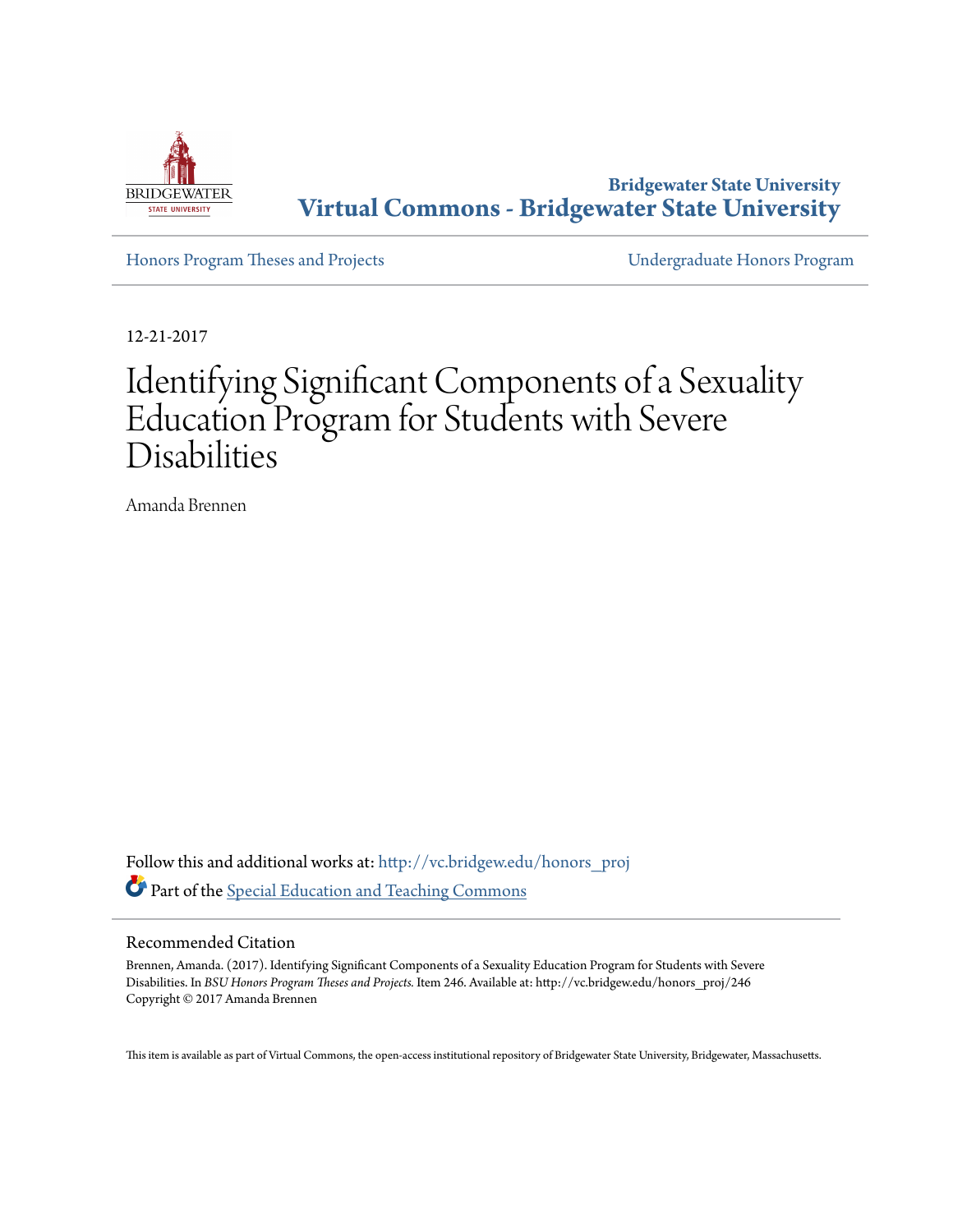Bridgewater State University

# Virtual Commons - Bridgewater State University

Honors Program Theses and Projects

Undergraduate Honors Program

12-21-2017

# Identifying Significant Components of a Sexuality Education Program for Students with Severe Disabilities

Amanda Brennen

Follow this and additional works at: http://vc.bridgew.edu/honors_proj

Part of the Special Education and Teaching Commons

## Recommended Citation

Brennen, Amanda. (2017). Identifying Significant Components of a Sexuality Education Program for Students with Severe Disabilities. In *BSU Honors Program Theses and Projects.* Item 246. Available at: http://vc.bridgew.edu/honors_proj/246
Copyright © 2017 Amanda Brennen

This item is available as part of Virtual Commons, the open-access institutional repository of Bridgewater State University, Bridgewater, Massachusetts.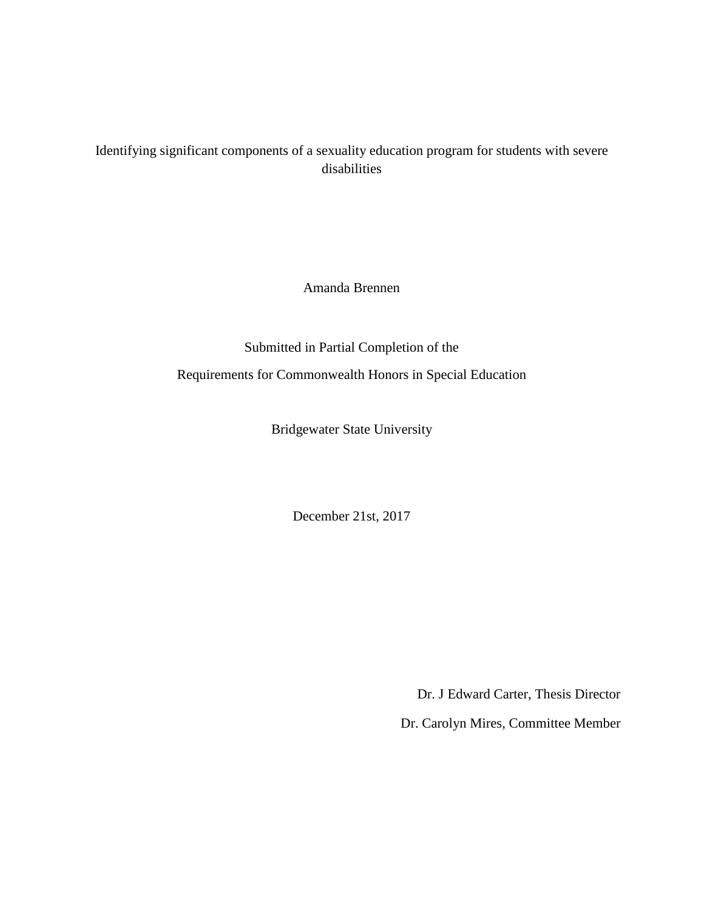# Identifying significant components of a sexuality education program for students with severe disabilities

Amanda Brennen

Submitted in Partial Completion of the

Requirements for Commonwealth Honors in Special Education

Bridgewater State University

December 21st, 2017

Dr. J Edward Carter, Thesis Director

Dr. Carolyn Mires, Committee Member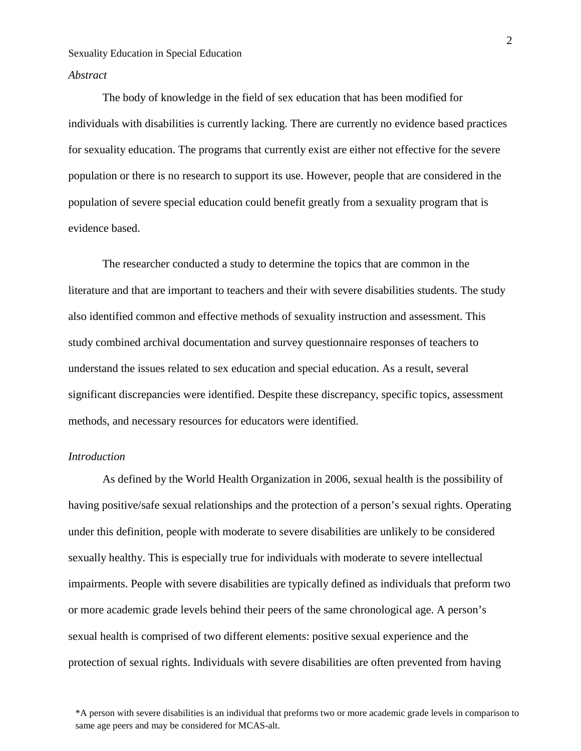*Abstract*

The body of knowledge in the field of sex education that has been modified for individuals with disabilities is currently lacking. There are currently no evidence based practices for sexuality education. The programs that currently exist are either not effective for the severe population or there is no research to support its use. However, people that are considered in the population of severe special education could benefit greatly from a sexuality program that is evidence based.

The researcher conducted a study to determine the topics that are common in the literature and that are important to teachers and their with severe disabilities students. The study also identified common and effective methods of sexuality instruction and assessment. This study combined archival documentation and survey questionnaire responses of teachers to understand the issues related to sex education and special education. As a result, several significant discrepancies were identified. Despite these discrepancy, specific topics, assessment methods, and necessary resources for educators were identified.

*Introduction*

As defined by the World Health Organization in 2006, sexual health is the possibility of having positive/safe sexual relationships and the protection of a person's sexual rights. Operating under this definition, people with moderate to severe disabilities are unlikely to be considered sexually healthy. This is especially true for individuals with moderate to severe intellectual impairments. People with severe disabilities are typically defined as individuals that preform two or more academic grade levels behind their peers of the same chronological age. A person's sexual health is comprised of two different elements: positive sexual experience and the protection of sexual rights. Individuals with severe disabilities are often prevented from having

*A person with severe disabilities is an individual that preforms two or more academic grade levels in comparison to same age peers and may be considered for MCAS-alt.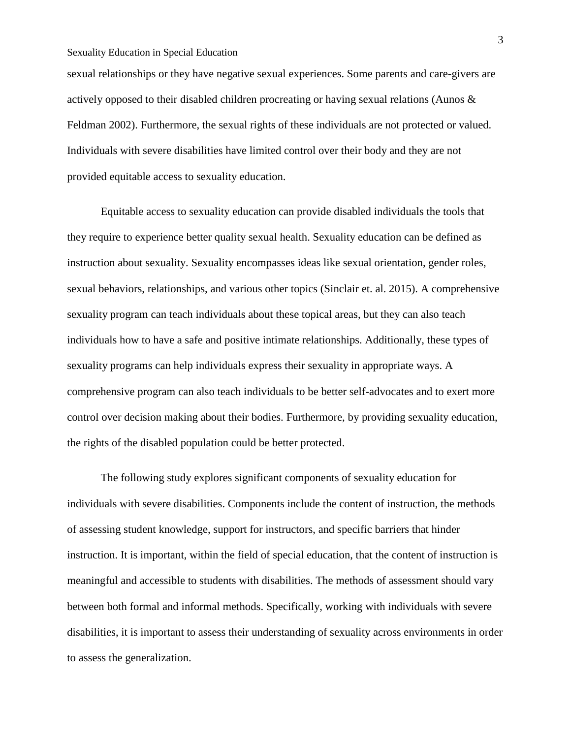sexual relationships or they have negative sexual experiences. Some parents and care-givers are actively opposed to their disabled children procreating or having sexual relations (Aunos & Feldman 2002). Furthermore, the sexual rights of these individuals are not protected or valued. Individuals with severe disabilities have limited control over their body and they are not provided equitable access to sexuality education.

Equitable access to sexuality education can provide disabled individuals the tools that they require to experience better quality sexual health. Sexuality education can be defined as instruction about sexuality. Sexuality encompasses ideas like sexual orientation, gender roles, sexual behaviors, relationships, and various other topics (Sinclair et. al. 2015). A comprehensive sexuality program can teach individuals about these topical areas, but they can also teach individuals how to have a safe and positive intimate relationships. Additionally, these types of sexuality programs can help individuals express their sexuality in appropriate ways. A comprehensive program can also teach individuals to be better self-advocates and to exert more control over decision making about their bodies. Furthermore, by providing sexuality education, the rights of the disabled population could be better protected.

The following study explores significant components of sexuality education for individuals with severe disabilities. Components include the content of instruction, the methods of assessing student knowledge, support for instructors, and specific barriers that hinder instruction. It is important, within the field of special education, that the content of instruction is meaningful and accessible to students with disabilities. The methods of assessment should vary between both formal and informal methods. Specifically, working with individuals with severe disabilities, it is important to assess their understanding of sexuality across environments in order to assess the generalization.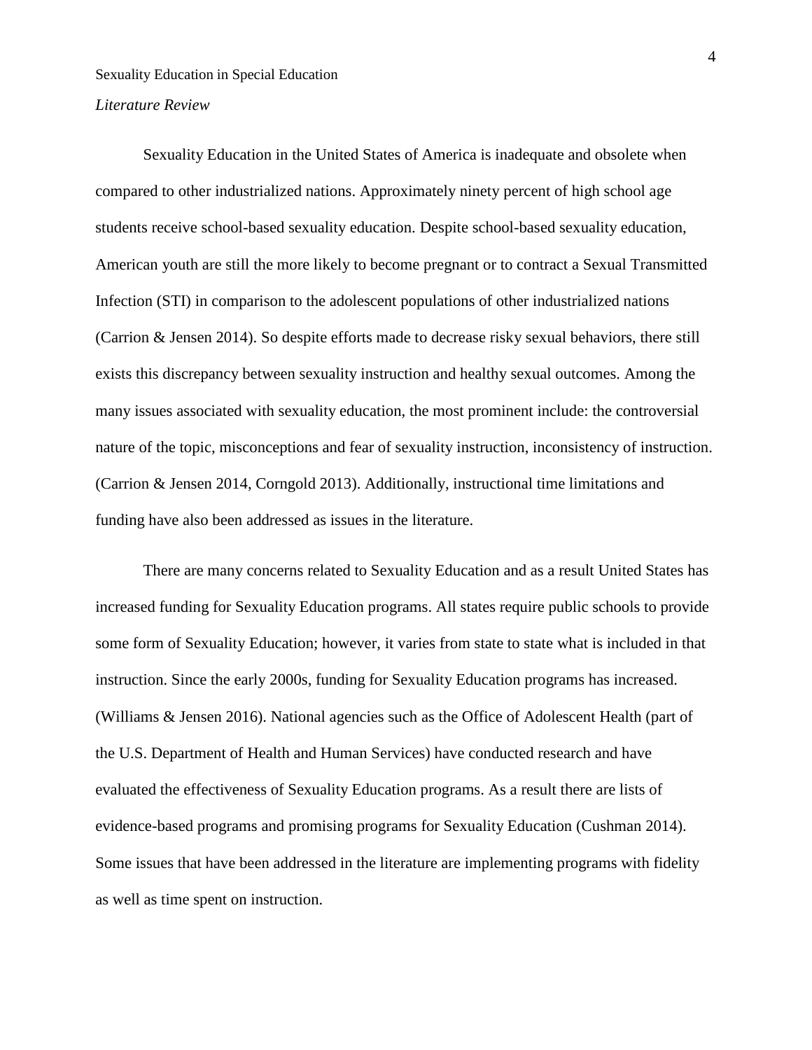*Literature Review*

Sexuality Education in the United States of America is inadequate and obsolete when compared to other industrialized nations. Approximately ninety percent of high school age students receive school-based sexuality education. Despite school-based sexuality education, American youth are still the more likely to become pregnant or to contract a Sexual Transmitted Infection (STI) in comparison to the adolescent populations of other industrialized nations (Carrion & Jensen 2014). So despite efforts made to decrease risky sexual behaviors, there still exists this discrepancy between sexuality instruction and healthy sexual outcomes. Among the many issues associated with sexuality education, the most prominent include: the controversial nature of the topic, misconceptions and fear of sexuality instruction, inconsistency of instruction. (Carrion & Jensen 2014, Corngold 2013). Additionally, instructional time limitations and funding have also been addressed as issues in the literature.

There are many concerns related to Sexuality Education and as a result United States has increased funding for Sexuality Education programs. All states require public schools to provide some form of Sexuality Education; however, it varies from state to state what is included in that instruction. Since the early 2000s, funding for Sexuality Education programs has increased. (Williams & Jensen 2016). National agencies such as the Office of Adolescent Health (part of the U.S. Department of Health and Human Services) have conducted research and have evaluated the effectiveness of Sexuality Education programs. As a result there are lists of evidence-based programs and promising programs for Sexuality Education (Cushman 2014). Some issues that have been addressed in the literature are implementing programs with fidelity as well as time spent on instruction.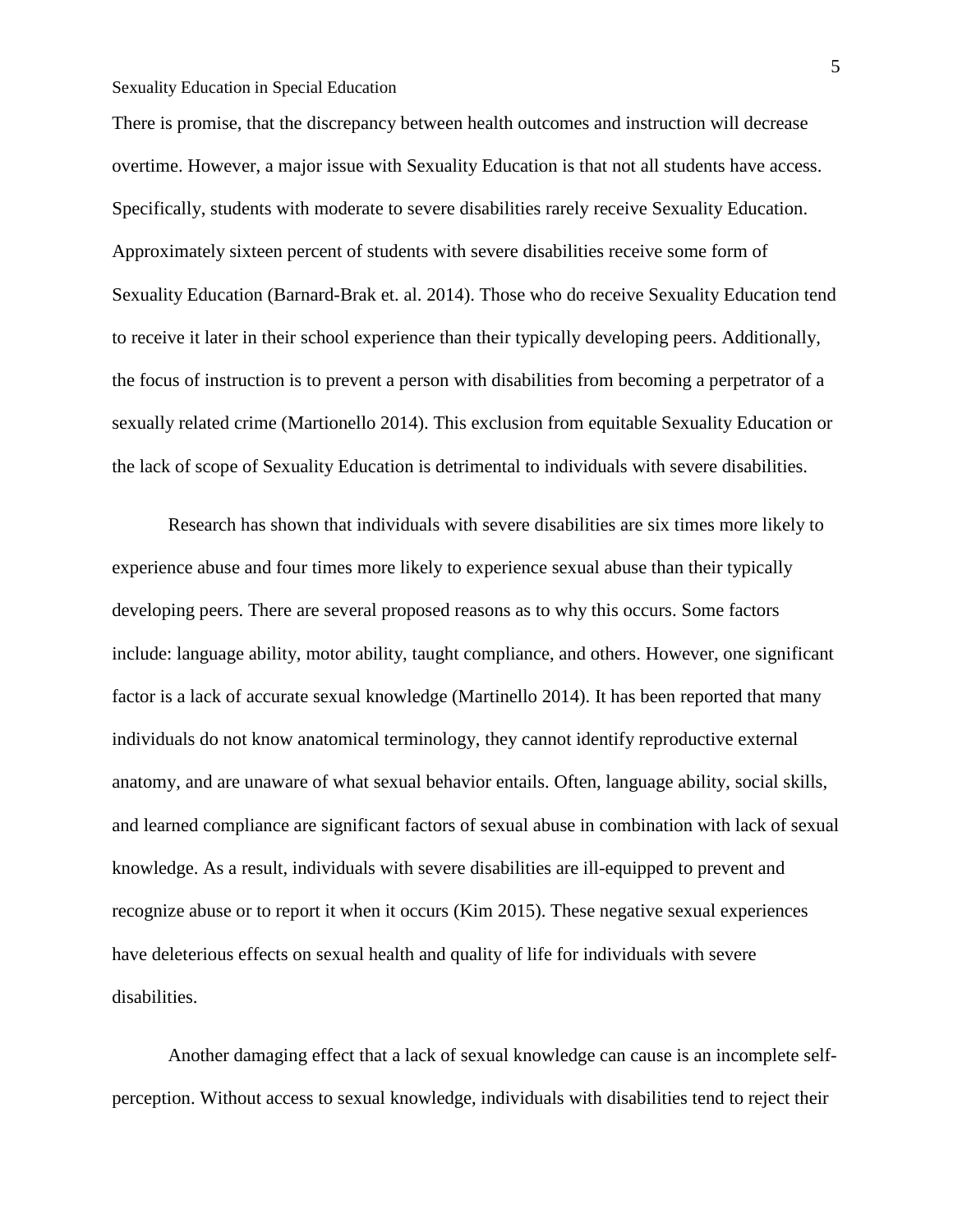There is promise, that the discrepancy between health outcomes and instruction will decrease overtime. However, a major issue with Sexuality Education is that not all students have access. Specifically, students with moderate to severe disabilities rarely receive Sexuality Education. Approximately sixteen percent of students with severe disabilities receive some form of Sexuality Education (Barnard-Brak et. al. 2014). Those who do receive Sexuality Education tend to receive it later in their school experience than their typically developing peers. Additionally, the focus of instruction is to prevent a person with disabilities from becoming a perpetrator of a sexually related crime (Martionello 2014). This exclusion from equitable Sexuality Education or the lack of scope of Sexuality Education is detrimental to individuals with severe disabilities.

Research has shown that individuals with severe disabilities are six times more likely to experience abuse and four times more likely to experience sexual abuse than their typically developing peers. There are several proposed reasons as to why this occurs. Some factors include: language ability, motor ability, taught compliance, and others. However, one significant factor is a lack of accurate sexual knowledge (Martinello 2014). It has been reported that many individuals do not know anatomical terminology, they cannot identify reproductive external anatomy, and are unaware of what sexual behavior entails. Often, language ability, social skills, and learned compliance are significant factors of sexual abuse in combination with lack of sexual knowledge. As a result, individuals with severe disabilities are ill-equipped to prevent and recognize abuse or to report it when it occurs (Kim 2015). These negative sexual experiences have deleterious effects on sexual health and quality of life for individuals with severe disabilities.

Another damaging effect that a lack of sexual knowledge can cause is an incomplete self-perception. Without access to sexual knowledge, individuals with disabilities tend to reject their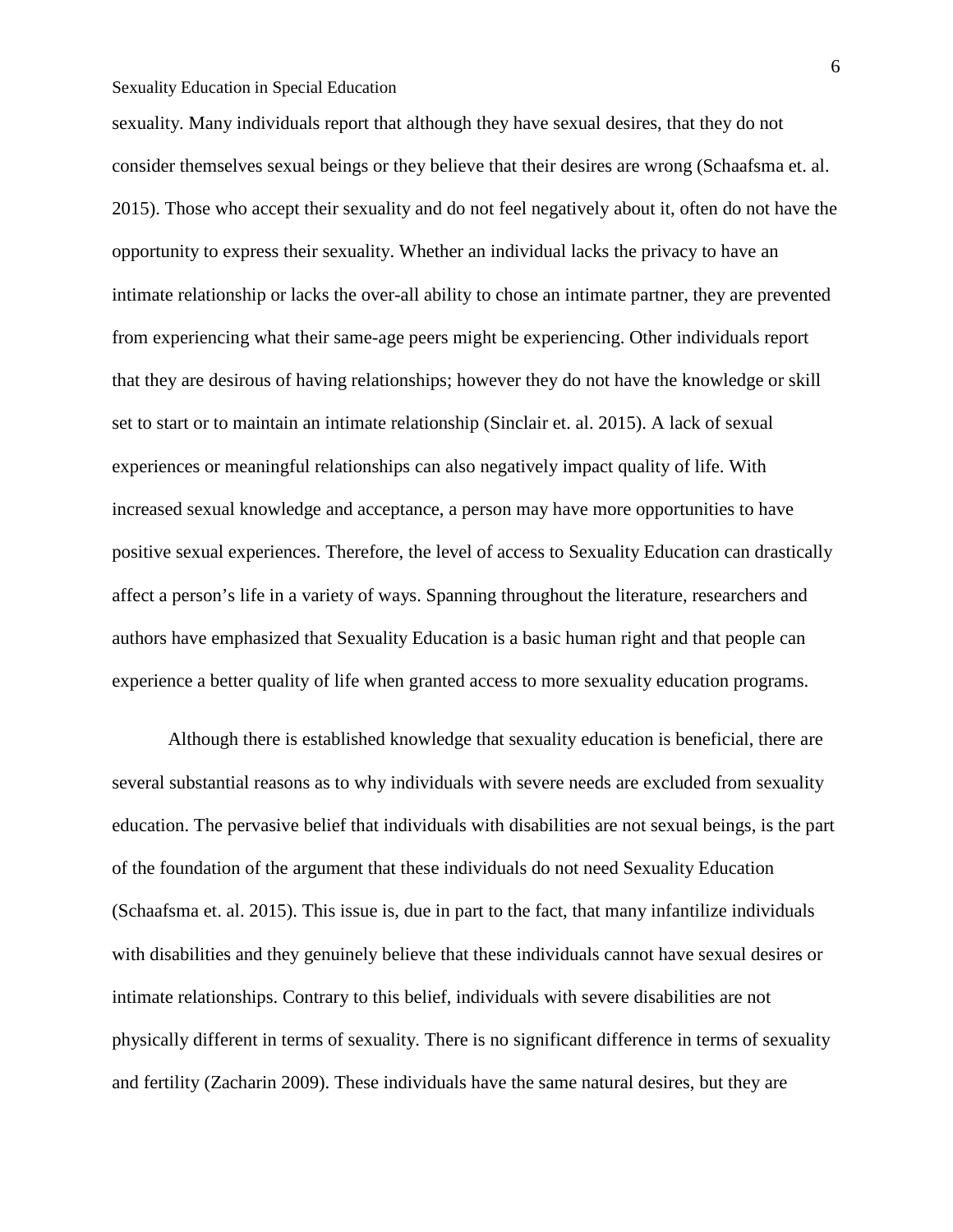sexuality. Many individuals report that although they have sexual desires, that they do not consider themselves sexual beings or they believe that their desires are wrong (Schaafsma et. al. 2015). Those who accept their sexuality and do not feel negatively about it, often do not have the opportunity to express their sexuality. Whether an individual lacks the privacy to have an intimate relationship or lacks the over-all ability to chose an intimate partner, they are prevented from experiencing what their same-age peers might be experiencing. Other individuals report that they are desirous of having relationships; however they do not have the knowledge or skill set to start or to maintain an intimate relationship (Sinclair et. al. 2015). A lack of sexual experiences or meaningful relationships can also negatively impact quality of life. With increased sexual knowledge and acceptance, a person may have more opportunities to have positive sexual experiences. Therefore, the level of access to Sexuality Education can drastically affect a person's life in a variety of ways. Spanning throughout the literature, researchers and authors have emphasized that Sexuality Education is a basic human right and that people can experience a better quality of life when granted access to more sexuality education programs.

Although there is established knowledge that sexuality education is beneficial, there are several substantial reasons as to why individuals with severe needs are excluded from sexuality education. The pervasive belief that individuals with disabilities are not sexual beings, is the part of the foundation of the argument that these individuals do not need Sexuality Education (Schaafsma et. al. 2015). This issue is, due in part to the fact, that many infantilize individuals with disabilities and they genuinely believe that these individuals cannot have sexual desires or intimate relationships. Contrary to this belief, individuals with severe disabilities are not physically different in terms of sexuality. There is no significant difference in terms of sexuality and fertility (Zacharin 2009). These individuals have the same natural desires, but they are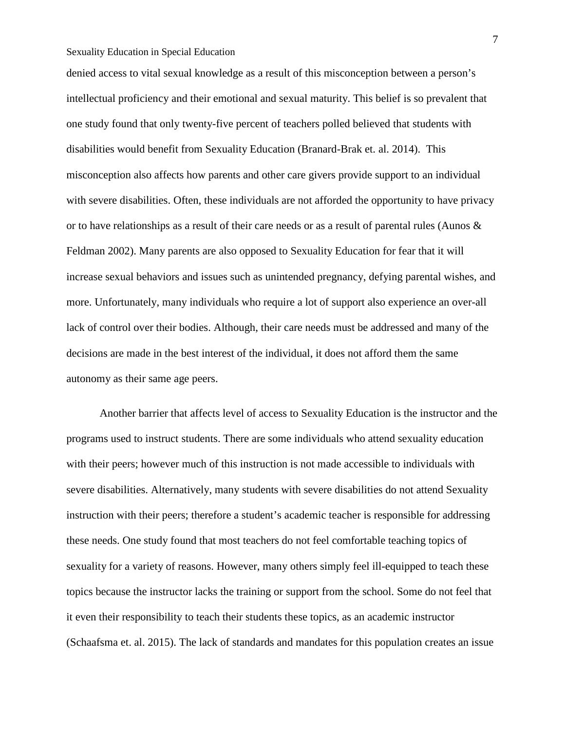denied access to vital sexual knowledge as a result of this misconception between a person's intellectual proficiency and their emotional and sexual maturity. This belief is so prevalent that one study found that only twenty-five percent of teachers polled believed that students with disabilities would benefit from Sexuality Education (Branard-Brak et. al. 2014). This misconception also affects how parents and other care givers provide support to an individual with severe disabilities. Often, these individuals are not afforded the opportunity to have privacy or to have relationships as a result of their care needs or as a result of parental rules (Aunos & Feldman 2002). Many parents are also opposed to Sexuality Education for fear that it will increase sexual behaviors and issues such as unintended pregnancy, defying parental wishes, and more. Unfortunately, many individuals who require a lot of support also experience an over-all lack of control over their bodies. Although, their care needs must be addressed and many of the decisions are made in the best interest of the individual, it does not afford them the same autonomy as their same age peers.

Another barrier that affects level of access to Sexuality Education is the instructor and the programs used to instruct students. There are some individuals who attend sexuality education with their peers; however much of this instruction is not made accessible to individuals with severe disabilities. Alternatively, many students with severe disabilities do not attend Sexuality instruction with their peers; therefore a student's academic teacher is responsible for addressing these needs. One study found that most teachers do not feel comfortable teaching topics of sexuality for a variety of reasons. However, many others simply feel ill-equipped to teach these topics because the instructor lacks the training or support from the school. Some do not feel that it even their responsibility to teach their students these topics, as an academic instructor (Schaafsma et. al. 2015). The lack of standards and mandates for this population creates an issue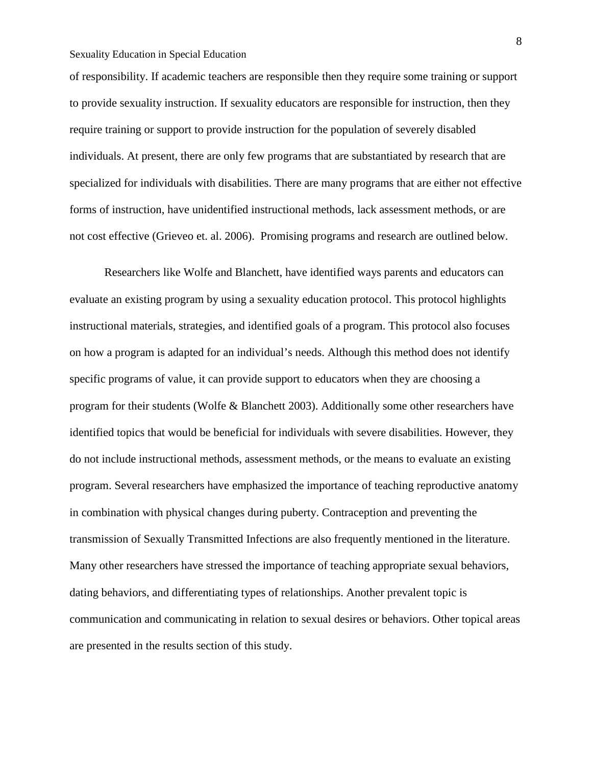of responsibility. If academic teachers are responsible then they require some training or support to provide sexuality instruction. If sexuality educators are responsible for instruction, then they require training or support to provide instruction for the population of severely disabled individuals. At present, there are only few programs that are substantiated by research that are specialized for individuals with disabilities. There are many programs that are either not effective forms of instruction, have unidentified instructional methods, lack assessment methods, or are not cost effective (Grieveo et. al. 2006). Promising programs and research are outlined below.

Researchers like Wolfe and Blanchett, have identified ways parents and educators can evaluate an existing program by using a sexuality education protocol. This protocol highlights instructional materials, strategies, and identified goals of a program. This protocol also focuses on how a program is adapted for an individual's needs. Although this method does not identify specific programs of value, it can provide support to educators when they are choosing a program for their students (Wolfe & Blanchett 2003). Additionally some other researchers have identified topics that would be beneficial for individuals with severe disabilities. However, they do not include instructional methods, assessment methods, or the means to evaluate an existing program. Several researchers have emphasized the importance of teaching reproductive anatomy in combination with physical changes during puberty. Contraception and preventing the transmission of Sexually Transmitted Infections are also frequently mentioned in the literature. Many other researchers have stressed the importance of teaching appropriate sexual behaviors, dating behaviors, and differentiating types of relationships. Another prevalent topic is communication and communicating in relation to sexual desires or behaviors. Other topical areas are presented in the results section of this study.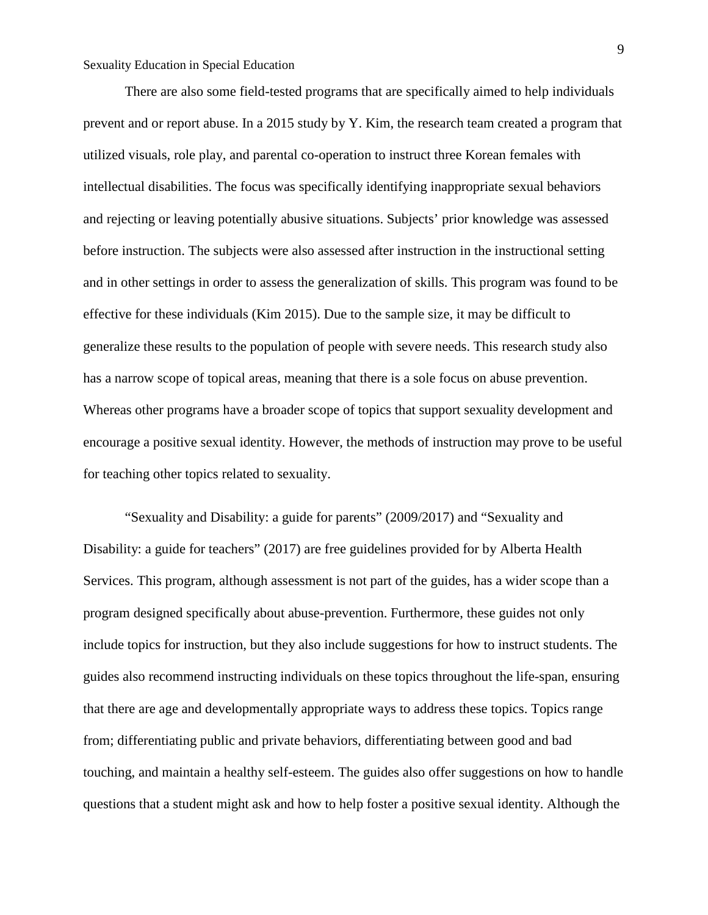There are also some field-tested programs that are specifically aimed to help individuals prevent and or report abuse. In a 2015 study by Y. Kim, the research team created a program that utilized visuals, role play, and parental co-operation to instruct three Korean females with intellectual disabilities. The focus was specifically identifying inappropriate sexual behaviors and rejecting or leaving potentially abusive situations. Subjects' prior knowledge was assessed before instruction. The subjects were also assessed after instruction in the instructional setting and in other settings in order to assess the generalization of skills. This program was found to be effective for these individuals (Kim 2015). Due to the sample size, it may be difficult to generalize these results to the population of people with severe needs. This research study also has a narrow scope of topical areas, meaning that there is a sole focus on abuse prevention. Whereas other programs have a broader scope of topics that support sexuality development and encourage a positive sexual identity. However, the methods of instruction may prove to be useful for teaching other topics related to sexuality.

"Sexuality and Disability: a guide for parents" (2009/2017) and "Sexuality and Disability: a guide for teachers" (2017) are free guidelines provided for by Alberta Health Services. This program, although assessment is not part of the guides, has a wider scope than a program designed specifically about abuse-prevention. Furthermore, these guides not only include topics for instruction, but they also include suggestions for how to instruct students. The guides also recommend instructing individuals on these topics throughout the life-span, ensuring that there are age and developmentally appropriate ways to address these topics. Topics range from; differentiating public and private behaviors, differentiating between good and bad touching, and maintain a healthy self-esteem. The guides also offer suggestions on how to handle questions that a student might ask and how to help foster a positive sexual identity. Although the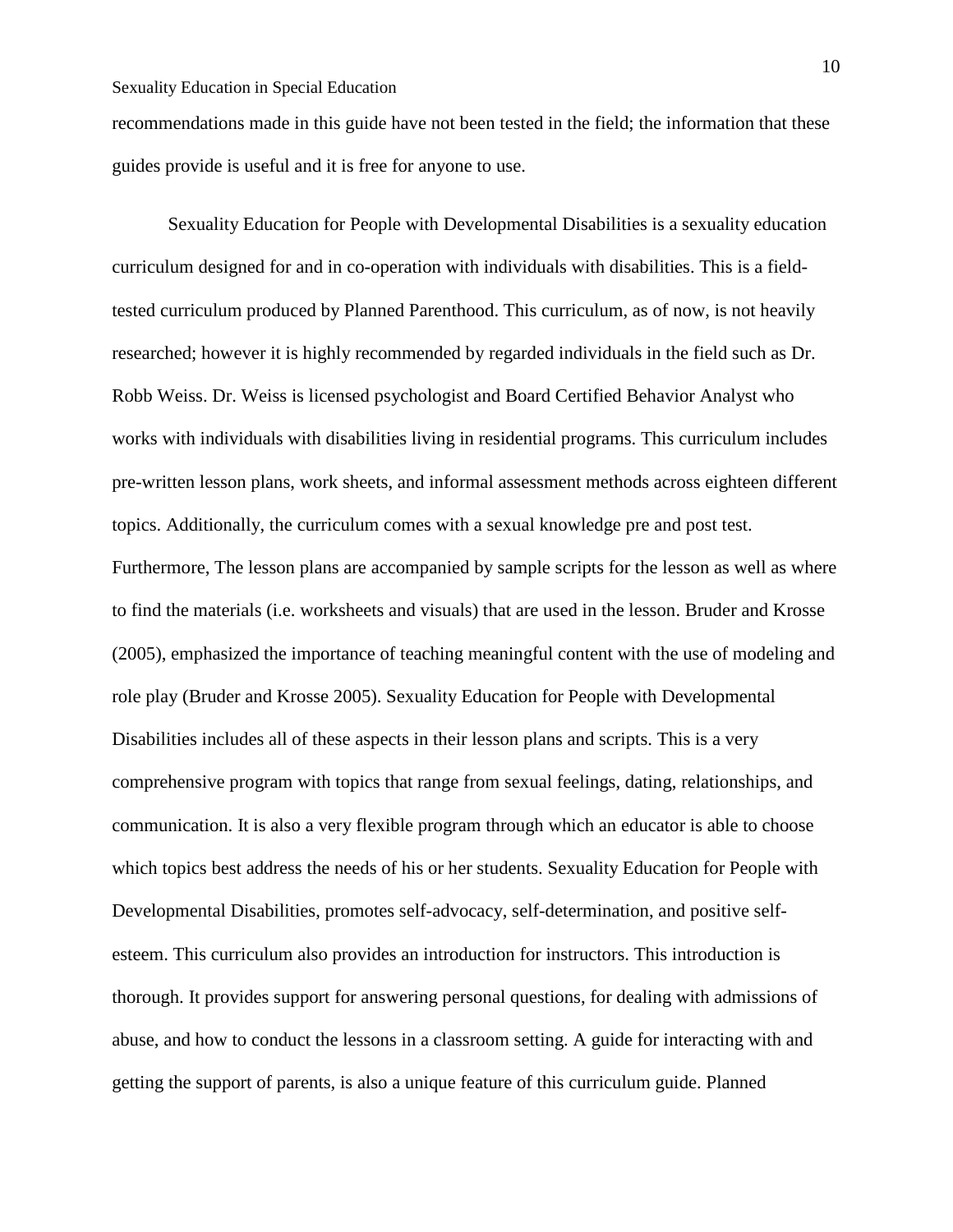recommendations made in this guide have not been tested in the field; the information that these guides provide is useful and it is free for anyone to use.

Sexuality Education for People with Developmental Disabilities is a sexuality education curriculum designed for and in co-operation with individuals with disabilities. This is a field-tested curriculum produced by Planned Parenthood. This curriculum, as of now, is not heavily researched; however it is highly recommended by regarded individuals in the field such as Dr. Robb Weiss. Dr. Weiss is licensed psychologist and Board Certified Behavior Analyst who works with individuals with disabilities living in residential programs. This curriculum includes pre-written lesson plans, work sheets, and informal assessment methods across eighteen different topics. Additionally, the curriculum comes with a sexual knowledge pre and post test. Furthermore, The lesson plans are accompanied by sample scripts for the lesson as well as where to find the materials (i.e. worksheets and visuals) that are used in the lesson. Bruder and Krosse (2005), emphasized the importance of teaching meaningful content with the use of modeling and role play (Bruder and Krosse 2005). Sexuality Education for People with Developmental Disabilities includes all of these aspects in their lesson plans and scripts. This is a very comprehensive program with topics that range from sexual feelings, dating, relationships, and communication. It is also a very flexible program through which an educator is able to choose which topics best address the needs of his or her students. Sexuality Education for People with Developmental Disabilities, promotes self-advocacy, self-determination, and positive self-esteem. This curriculum also provides an introduction for instructors. This introduction is thorough. It provides support for answering personal questions, for dealing with admissions of abuse, and how to conduct the lessons in a classroom setting. A guide for interacting with and getting the support of parents, is also a unique feature of this curriculum guide. Planned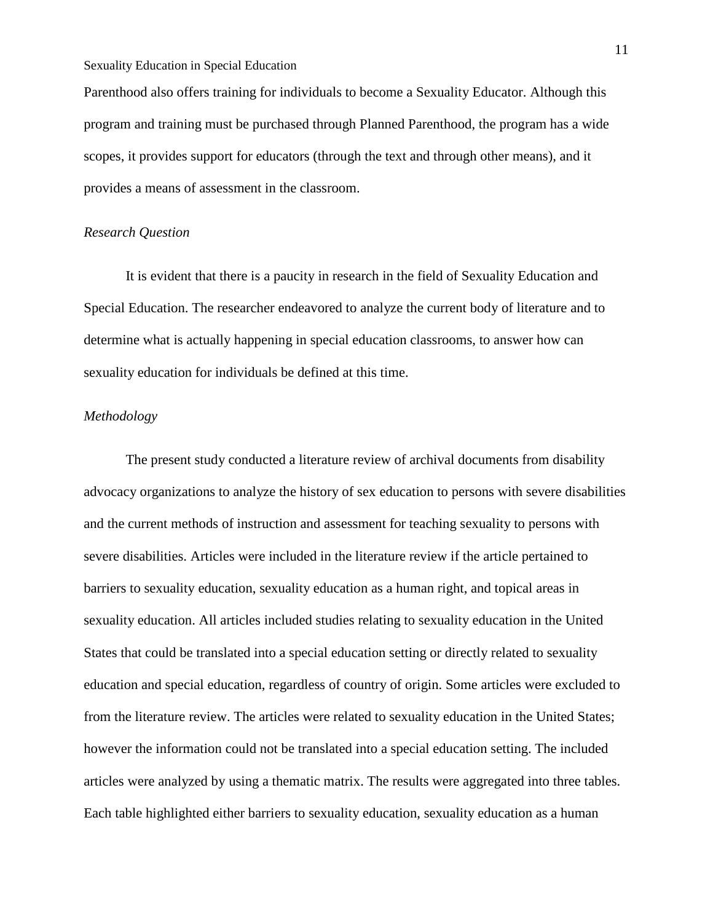Parenthood also offers training for individuals to become a Sexuality Educator. Although this program and training must be purchased through Planned Parenthood, the program has a wide scopes, it provides support for educators (through the text and through other means), and it provides a means of assessment in the classroom.

*Research Question*

It is evident that there is a paucity in research in the field of Sexuality Education and Special Education. The researcher endeavored to analyze the current body of literature and to determine what is actually happening in special education classrooms, to answer how can sexuality education for individuals be defined at this time.

*Methodology*

The present study conducted a literature review of archival documents from disability advocacy organizations to analyze the history of sex education to persons with severe disabilities and the current methods of instruction and assessment for teaching sexuality to persons with severe disabilities. Articles were included in the literature review if the article pertained to barriers to sexuality education, sexuality education as a human right, and topical areas in sexuality education. All articles included studies relating to sexuality education in the United States that could be translated into a special education setting or directly related to sexuality education and special education, regardless of country of origin. Some articles were excluded to from the literature review. The articles were related to sexuality education in the United States; however the information could not be translated into a special education setting. The included articles were analyzed by using a thematic matrix. The results were aggregated into three tables. Each table highlighted either barriers to sexuality education, sexuality education as a human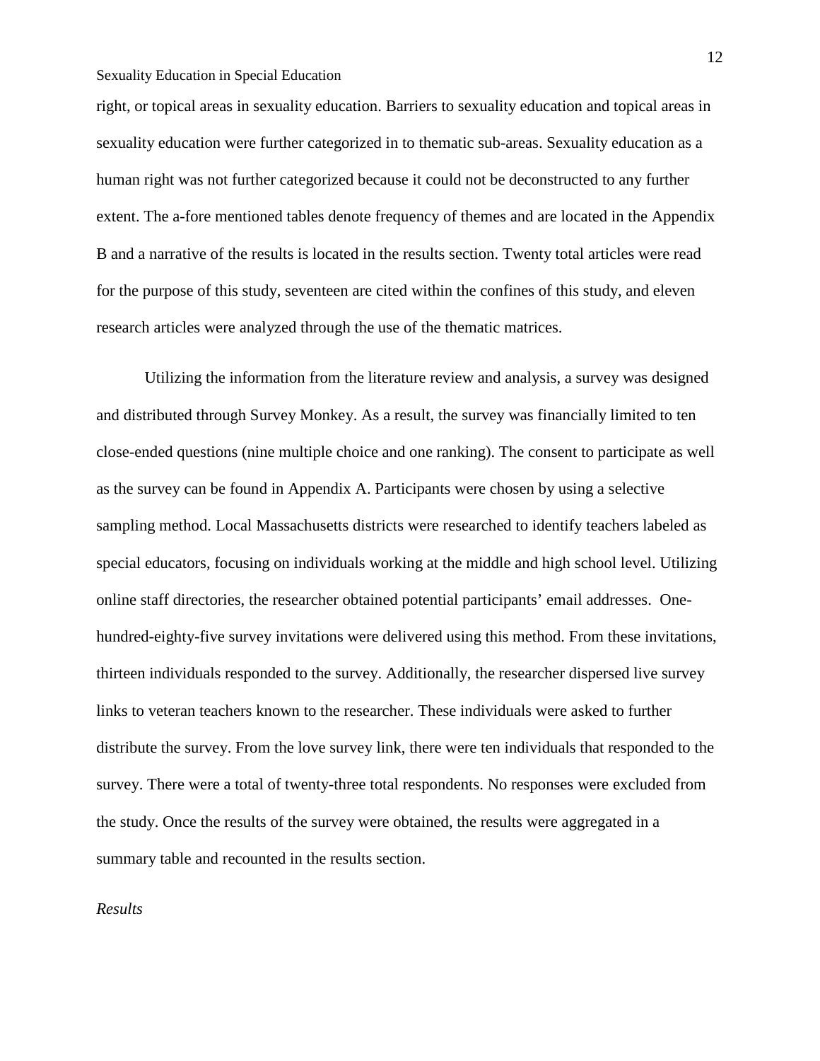right, or topical areas in sexuality education. Barriers to sexuality education and topical areas in sexuality education were further categorized in to thematic sub-areas. Sexuality education as a human right was not further categorized because it could not be deconstructed to any further extent. The a-fore mentioned tables denote frequency of themes and are located in the Appendix B and a narrative of the results is located in the results section. Twenty total articles were read for the purpose of this study, seventeen are cited within the confines of this study, and eleven research articles were analyzed through the use of the thematic matrices.

Utilizing the information from the literature review and analysis, a survey was designed and distributed through Survey Monkey. As a result, the survey was financially limited to ten close-ended questions (nine multiple choice and one ranking). The consent to participate as well as the survey can be found in Appendix A. Participants were chosen by using a selective sampling method. Local Massachusetts districts were researched to identify teachers labeled as special educators, focusing on individuals working at the middle and high school level. Utilizing online staff directories, the researcher obtained potential participants' email addresses. One-hundred-eighty-five survey invitations were delivered using this method. From these invitations, thirteen individuals responded to the survey. Additionally, the researcher dispersed live survey links to veteran teachers known to the researcher. These individuals were asked to further distribute the survey. From the love survey link, there were ten individuals that responded to the survey. There were a total of twenty-three total respondents. No responses were excluded from the study. Once the results of the survey were obtained, the results were aggregated in a summary table and recounted in the results section.

*Results*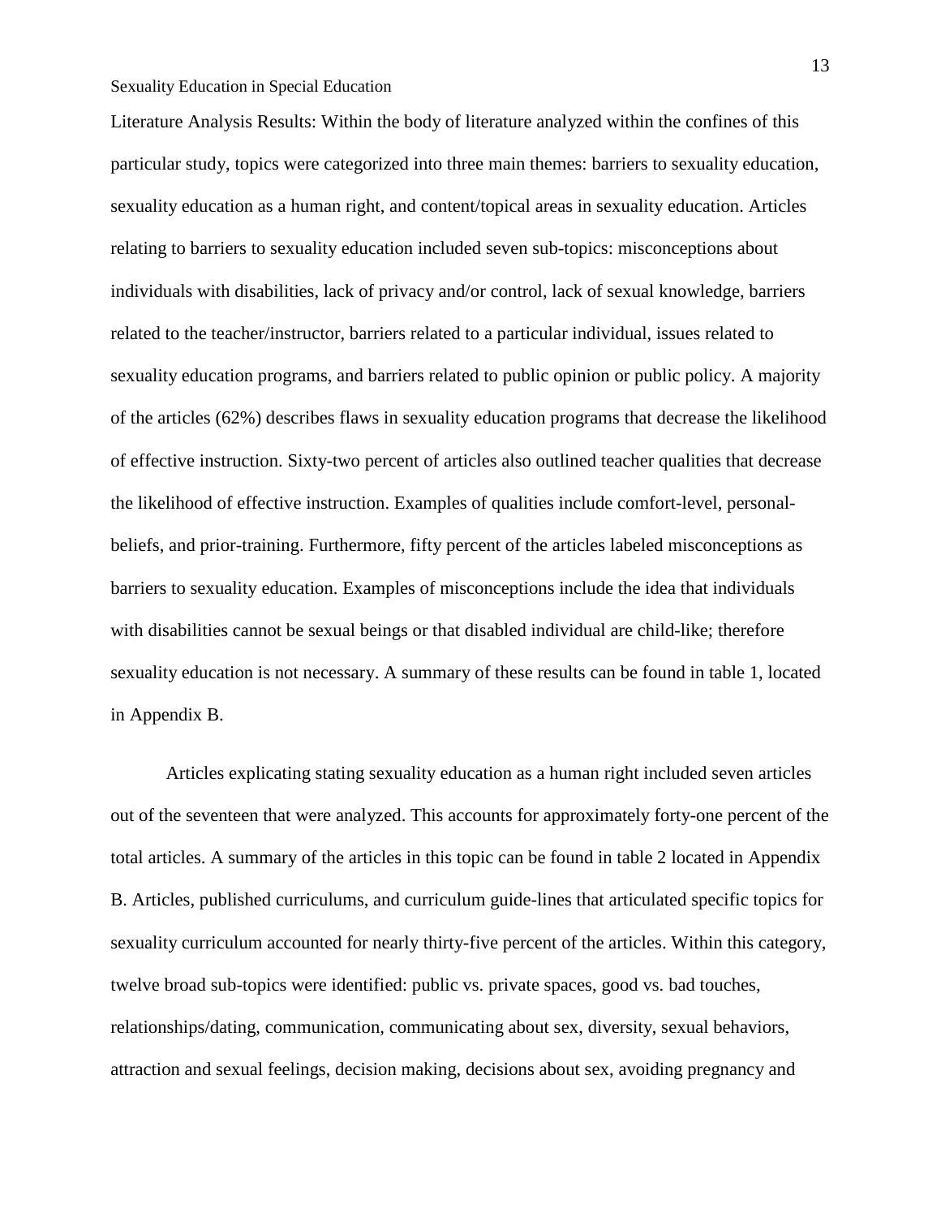Literature Analysis Results: Within the body of literature analyzed within the confines of this particular study, topics were categorized into three main themes: barriers to sexuality education, sexuality education as a human right, and content/topical areas in sexuality education. Articles relating to barriers to sexuality education included seven sub-topics: misconceptions about individuals with disabilities, lack of privacy and/or control, lack of sexual knowledge, barriers related to the teacher/instructor, barriers related to a particular individual, issues related to sexuality education programs, and barriers related to public opinion or public policy. A majority of the articles (62%) describes flaws in sexuality education programs that decrease the likelihood of effective instruction. Sixty-two percent of articles also outlined teacher qualities that decrease the likelihood of effective instruction. Examples of qualities include comfort-level, personal-beliefs, and prior-training. Furthermore, fifty percent of the articles labeled misconceptions as barriers to sexuality education. Examples of misconceptions include the idea that individuals with disabilities cannot be sexual beings or that disabled individual are child-like; therefore sexuality education is not necessary. A summary of these results can be found in table 1, located in Appendix B.

Articles explicating stating sexuality education as a human right included seven articles out of the seventeen that were analyzed. This accounts for approximately forty-one percent of the total articles. A summary of the articles in this topic can be found in table 2 located in Appendix B. Articles, published curriculums, and curriculum guide-lines that articulated specific topics for sexuality curriculum accounted for nearly thirty-five percent of the articles. Within this category, twelve broad sub-topics were identified: public vs. private spaces, good vs. bad touches, relationships/dating, communication, communicating about sex, diversity, sexual behaviors, attraction and sexual feelings, decision making, decisions about sex, avoiding pregnancy and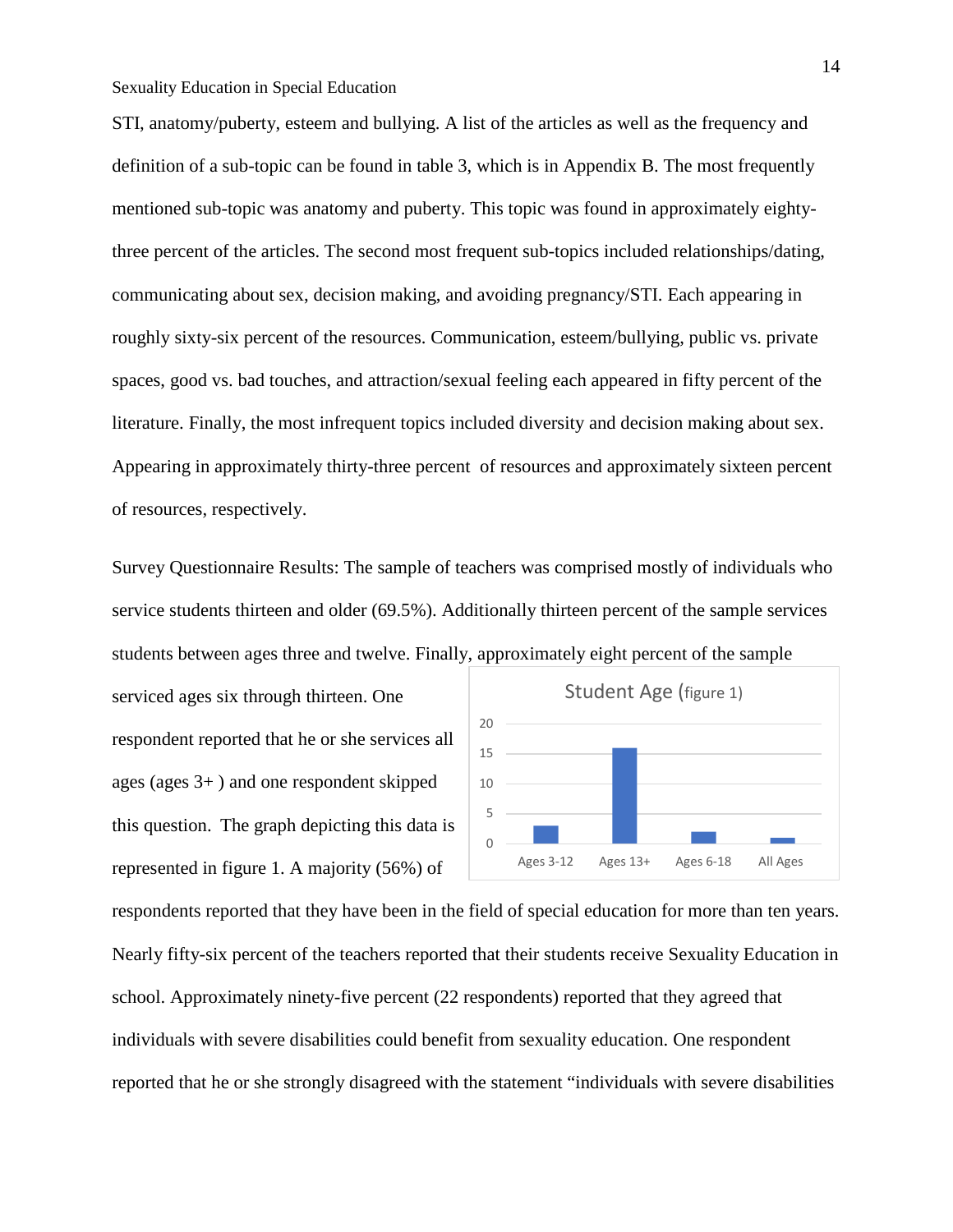STI, anatomy/puberty, esteem and bullying. A list of the articles as well as the frequency and definition of a sub-topic can be found in table 3, which is in Appendix B. The most frequently mentioned sub-topic was anatomy and puberty. This topic was found in approximately eighty-three percent of the articles. The second most frequent sub-topics included relationships/dating, communicating about sex, decision making, and avoiding pregnancy/STI. Each appearing in roughly sixty-six percent of the resources. Communication, esteem/bullying, public vs. private spaces, good vs. bad touches, and attraction/sexual feeling each appeared in fifty percent of the literature. Finally, the most infrequent topics included diversity and decision making about sex. Appearing in approximately thirty-three percent of resources and approximately sixteen percent of resources, respectively.

Survey Questionnaire Results: The sample of teachers was comprised mostly of individuals who service students thirteen and older (69.5%). Additionally thirteen percent of the sample services students between ages three and twelve. Finally, approximately eight percent of the sample serviced ages six through thirteen. One respondent reported that he or she services all ages (ages 3+ ) and one respondent skipped this question. The graph depicting this data is represented in figure 1. A majority (56%) of respondents reported that they have been in the field of special education for more than ten years. Nearly fifty-six percent of the teachers reported that their students receive Sexuality Education in school. Approximately ninety-five percent (22 respondents) reported that they agreed that individuals with severe disabilities could benefit from sexuality education. One respondent reported that he or she strongly disagreed with the statement "individuals with severe disabilities

Student Age (figure 1)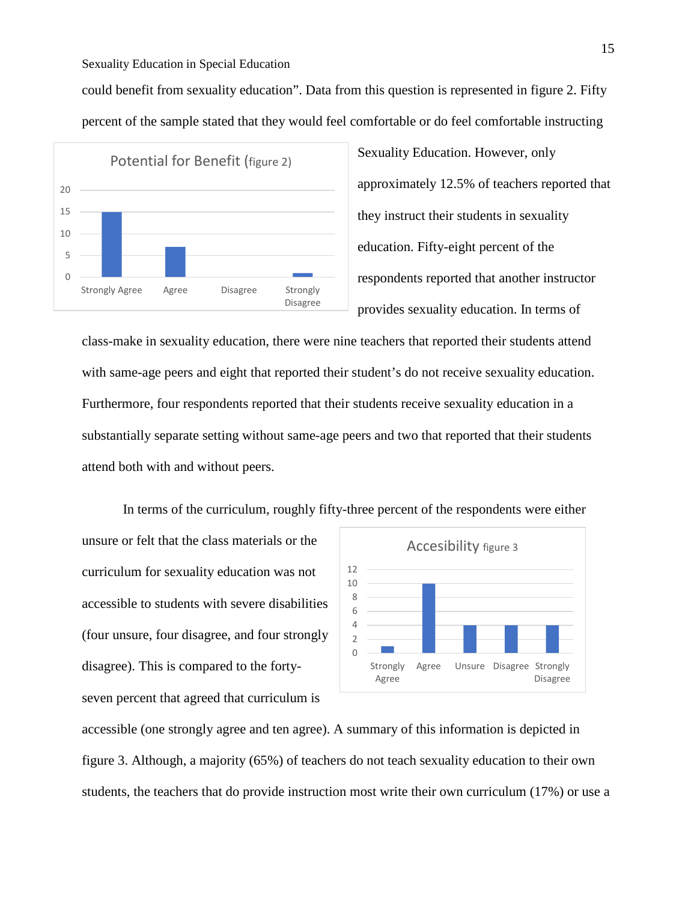could benefit from sexuality education". Data from this question is represented in figure 2. Fifty percent of the sample stated that they would feel comfortable or do feel comfortable instructing Sexuality Education. However, only approximately 12.5% of teachers reported that they instruct their students in sexuality education. Fifty-eight percent of the respondents reported that another instructor provides sexuality education. In terms of class-make in sexuality education, there were nine teachers that reported their students attend with same-age peers and eight that reported their student's do not receive sexuality education. Furthermore, four respondents reported that their students receive sexuality education in a substantially separate setting without same-age peers and two that reported that their students attend both with and without peers.

Potential for Benefit (figure 2)

In terms of the curriculum, roughly fifty-three percent of the respondents were either unsure or felt that the class materials or the curriculum for sexuality education was not accessible to students with severe disabilities (four unsure, four disagree, and four strongly disagree). This is compared to the forty-seven percent that agreed that curriculum is accessible (one strongly agree and ten agree). A summary of this information is depicted in figure 3. Although, a majority (65%) of teachers do not teach sexuality education to their own students, the teachers that do provide instruction most write their own curriculum (17%) or use a

Accesibility figure 3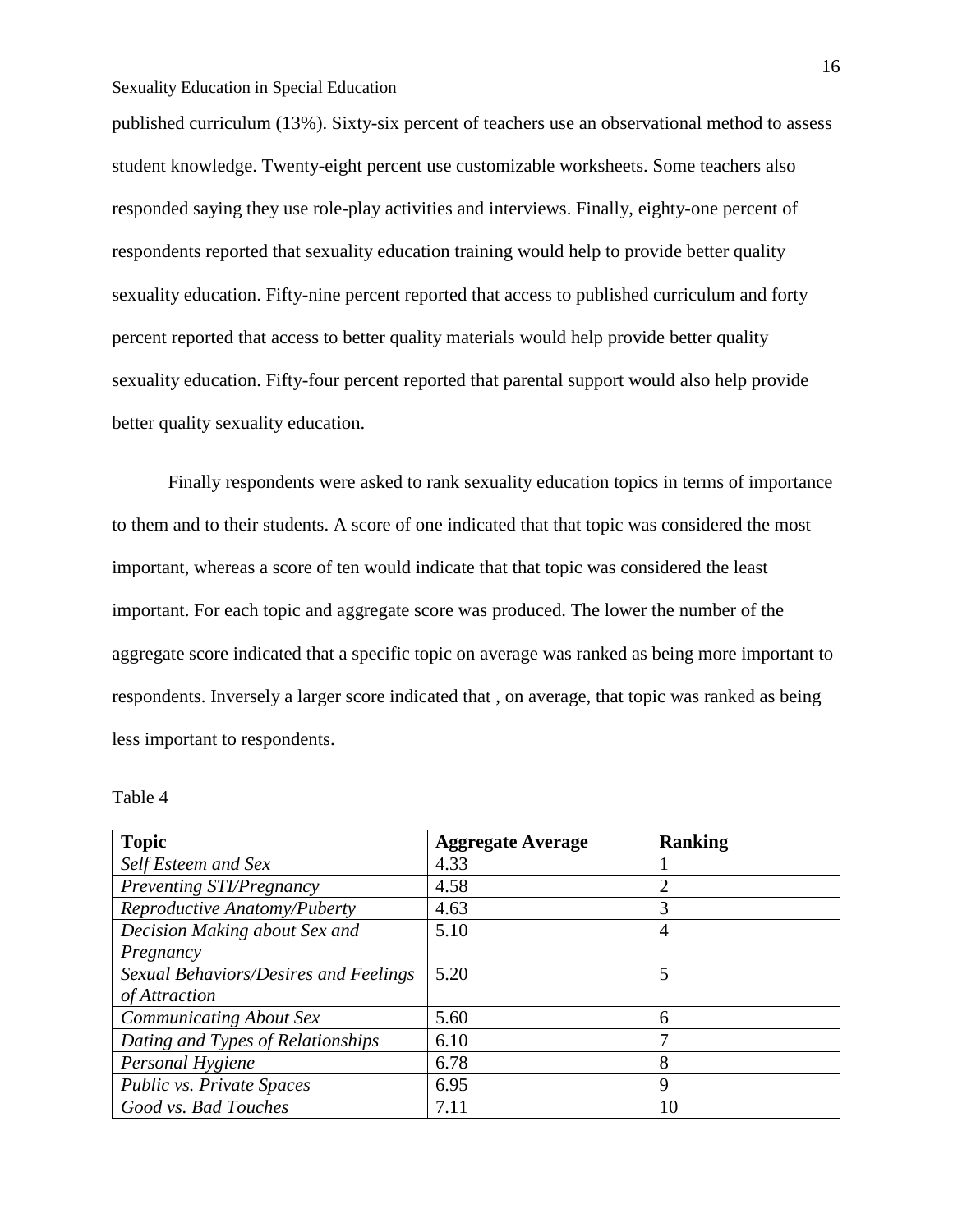published curriculum (13%). Sixty-six percent of teachers use an observational method to assess student knowledge. Twenty-eight percent use customizable worksheets. Some teachers also responded saying they use role-play activities and interviews. Finally, eighty-one percent of respondents reported that sexuality education training would help to provide better quality sexuality education. Fifty-nine percent reported that access to published curriculum and forty percent reported that access to better quality materials would help provide better quality sexuality education. Fifty-four percent reported that parental support would also help provide better quality sexuality education.

Finally respondents were asked to rank sexuality education topics in terms of importance to them and to their students. A score of one indicated that that topic was considered the most important, whereas a score of ten would indicate that that topic was considered the least important. For each topic and aggregate score was produced. The lower the number of the aggregate score indicated that a specific topic on average was ranked as being more important to respondents. Inversely a larger score indicated that , on average, that topic was ranked as being less important to respondents.

Table 4

| **Topic** | **Aggregate Average** | **Ranking** |
| --- | --- | --- |
| *Self Esteem and Sex* | 4.33 | 1 |
| *Preventing STI/Pregnancy* | 4.58 | 2 |
| *Reproductive Anatomy/Puberty* | 4.63 | 3 |
| *Decision Making about Sex and Pregnancy* | 5.10 | 4 |
| *Sexual Behaviors/Desires and Feelings of Attraction* | 5.20 | 5 |
| *Communicating About Sex* | 5.60 | 6 |
| *Dating and Types of Relationships* | 6.10 | 7 |
| *Personal Hygiene* | 6.78 | 8 |
| *Public vs. Private Spaces* | 6.95 | 9 |
| *Good vs. Bad Touches* | 7.11 | 10 |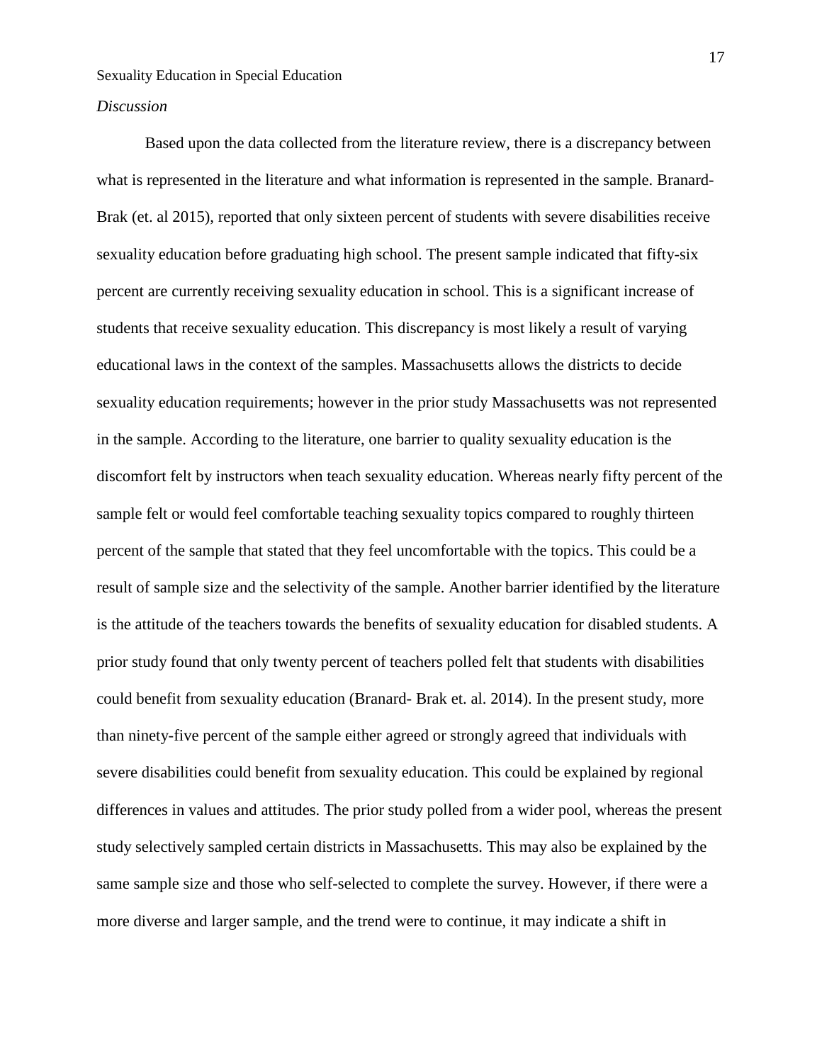*Discussion*

Based upon the data collected from the literature review, there is a discrepancy between what is represented in the literature and what information is represented in the sample. Branard-Brak (et. al 2015), reported that only sixteen percent of students with severe disabilities receive sexuality education before graduating high school. The present sample indicated that fifty-six percent are currently receiving sexuality education in school. This is a significant increase of students that receive sexuality education. This discrepancy is most likely a result of varying educational laws in the context of the samples. Massachusetts allows the districts to decide sexuality education requirements; however in the prior study Massachusetts was not represented in the sample. According to the literature, one barrier to quality sexuality education is the discomfort felt by instructors when teach sexuality education. Whereas nearly fifty percent of the sample felt or would feel comfortable teaching sexuality topics compared to roughly thirteen percent of the sample that stated that they feel uncomfortable with the topics. This could be a result of sample size and the selectivity of the sample. Another barrier identified by the literature is the attitude of the teachers towards the benefits of sexuality education for disabled students. A prior study found that only twenty percent of teachers polled felt that students with disabilities could benefit from sexuality education (Branard- Brak et. al. 2014). In the present study, more than ninety-five percent of the sample either agreed or strongly agreed that individuals with severe disabilities could benefit from sexuality education. This could be explained by regional differences in values and attitudes. The prior study polled from a wider pool, whereas the present study selectively sampled certain districts in Massachusetts. This may also be explained by the same sample size and those who self-selected to complete the survey. However, if there were a more diverse and larger sample, and the trend were to continue, it may indicate a shift in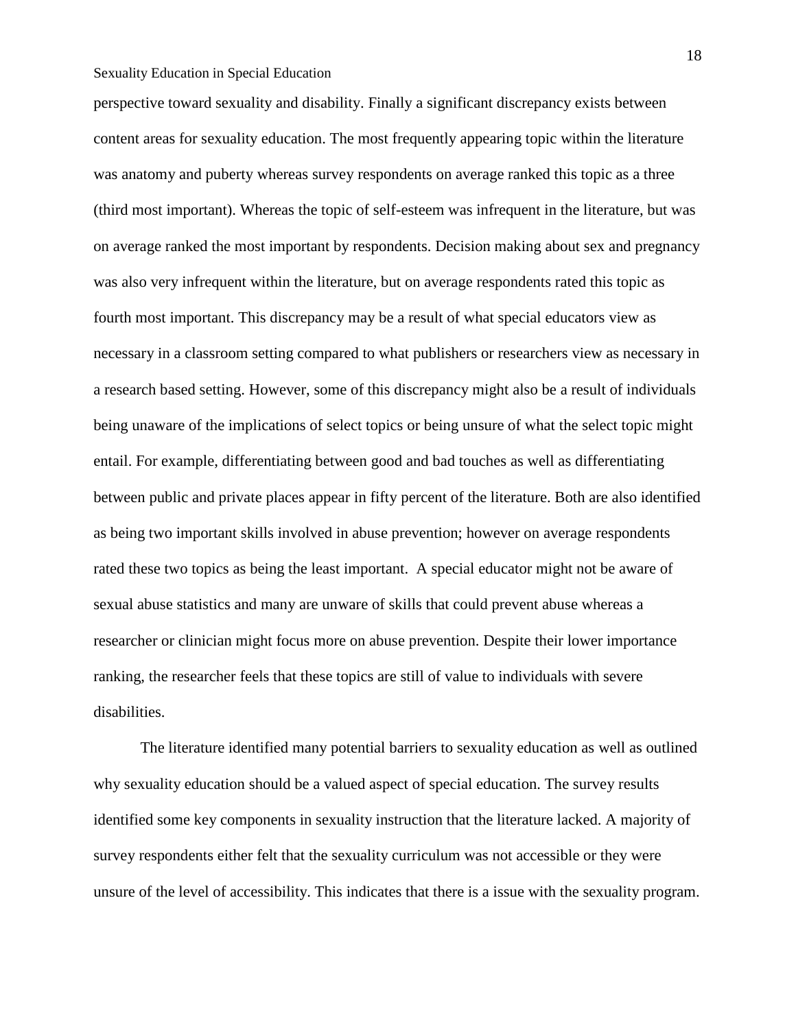perspective toward sexuality and disability. Finally a significant discrepancy exists between content areas for sexuality education. The most frequently appearing topic within the literature was anatomy and puberty whereas survey respondents on average ranked this topic as a three (third most important). Whereas the topic of self-esteem was infrequent in the literature, but was on average ranked the most important by respondents. Decision making about sex and pregnancy was also very infrequent within the literature, but on average respondents rated this topic as fourth most important. This discrepancy may be a result of what special educators view as necessary in a classroom setting compared to what publishers or researchers view as necessary in a research based setting. However, some of this discrepancy might also be a result of individuals being unaware of the implications of select topics or being unsure of what the select topic might entail. For example, differentiating between good and bad touches as well as differentiating between public and private places appear in fifty percent of the literature. Both are also identified as being two important skills involved in abuse prevention; however on average respondents rated these two topics as being the least important. A special educator might not be aware of sexual abuse statistics and many are unware of skills that could prevent abuse whereas a researcher or clinician might focus more on abuse prevention. Despite their lower importance ranking, the researcher feels that these topics are still of value to individuals with severe disabilities.

The literature identified many potential barriers to sexuality education as well as outlined why sexuality education should be a valued aspect of special education. The survey results identified some key components in sexuality instruction that the literature lacked. A majority of survey respondents either felt that the sexuality curriculum was not accessible or they were unsure of the level of accessibility. This indicates that there is a issue with the sexuality program.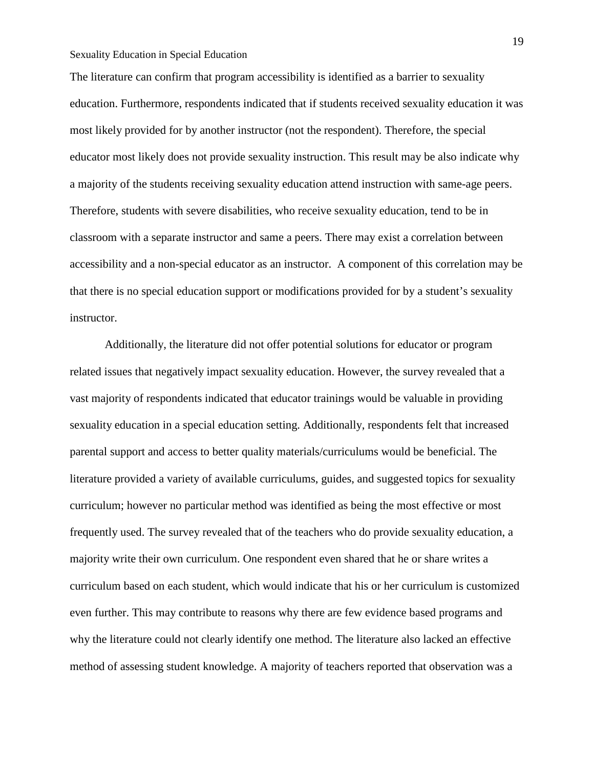The literature can confirm that program accessibility is identified as a barrier to sexuality education. Furthermore, respondents indicated that if students received sexuality education it was most likely provided for by another instructor (not the respondent). Therefore, the special educator most likely does not provide sexuality instruction. This result may be also indicate why a majority of the students receiving sexuality education attend instruction with same-age peers. Therefore, students with severe disabilities, who receive sexuality education, tend to be in classroom with a separate instructor and same a peers. There may exist a correlation between accessibility and a non-special educator as an instructor. A component of this correlation may be that there is no special education support or modifications provided for by a student's sexuality instructor.

Additionally, the literature did not offer potential solutions for educator or program related issues that negatively impact sexuality education. However, the survey revealed that a vast majority of respondents indicated that educator trainings would be valuable in providing sexuality education in a special education setting. Additionally, respondents felt that increased parental support and access to better quality materials/curriculums would be beneficial. The literature provided a variety of available curriculums, guides, and suggested topics for sexuality curriculum; however no particular method was identified as being the most effective or most frequently used. The survey revealed that of the teachers who do provide sexuality education, a majority write their own curriculum. One respondent even shared that he or share writes a curriculum based on each student, which would indicate that his or her curriculum is customized even further. This may contribute to reasons why there are few evidence based programs and why the literature could not clearly identify one method. The literature also lacked an effective method of assessing student knowledge. A majority of teachers reported that observation was a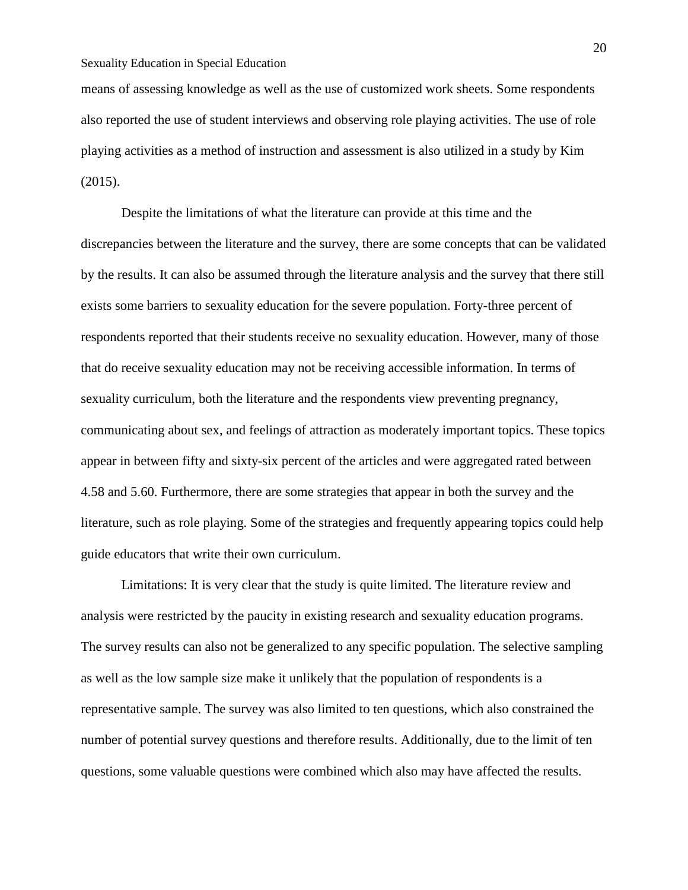means of assessing knowledge as well as the use of customized work sheets. Some respondents also reported the use of student interviews and observing role playing activities. The use of role playing activities as a method of instruction and assessment is also utilized in a study by Kim (2015).

Despite the limitations of what the literature can provide at this time and the discrepancies between the literature and the survey, there are some concepts that can be validated by the results. It can also be assumed through the literature analysis and the survey that there still exists some barriers to sexuality education for the severe population. Forty-three percent of respondents reported that their students receive no sexuality education. However, many of those that do receive sexuality education may not be receiving accessible information. In terms of sexuality curriculum, both the literature and the respondents view preventing pregnancy, communicating about sex, and feelings of attraction as moderately important topics. These topics appear in between fifty and sixty-six percent of the articles and were aggregated rated between 4.58 and 5.60. Furthermore, there are some strategies that appear in both the survey and the literature, such as role playing. Some of the strategies and frequently appearing topics could help guide educators that write their own curriculum.

Limitations: It is very clear that the study is quite limited. The literature review and analysis were restricted by the paucity in existing research and sexuality education programs. The survey results can also not be generalized to any specific population. The selective sampling as well as the low sample size make it unlikely that the population of respondents is a representative sample. The survey was also limited to ten questions, which also constrained the number of potential survey questions and therefore results. Additionally, due to the limit of ten questions, some valuable questions were combined which also may have affected the results.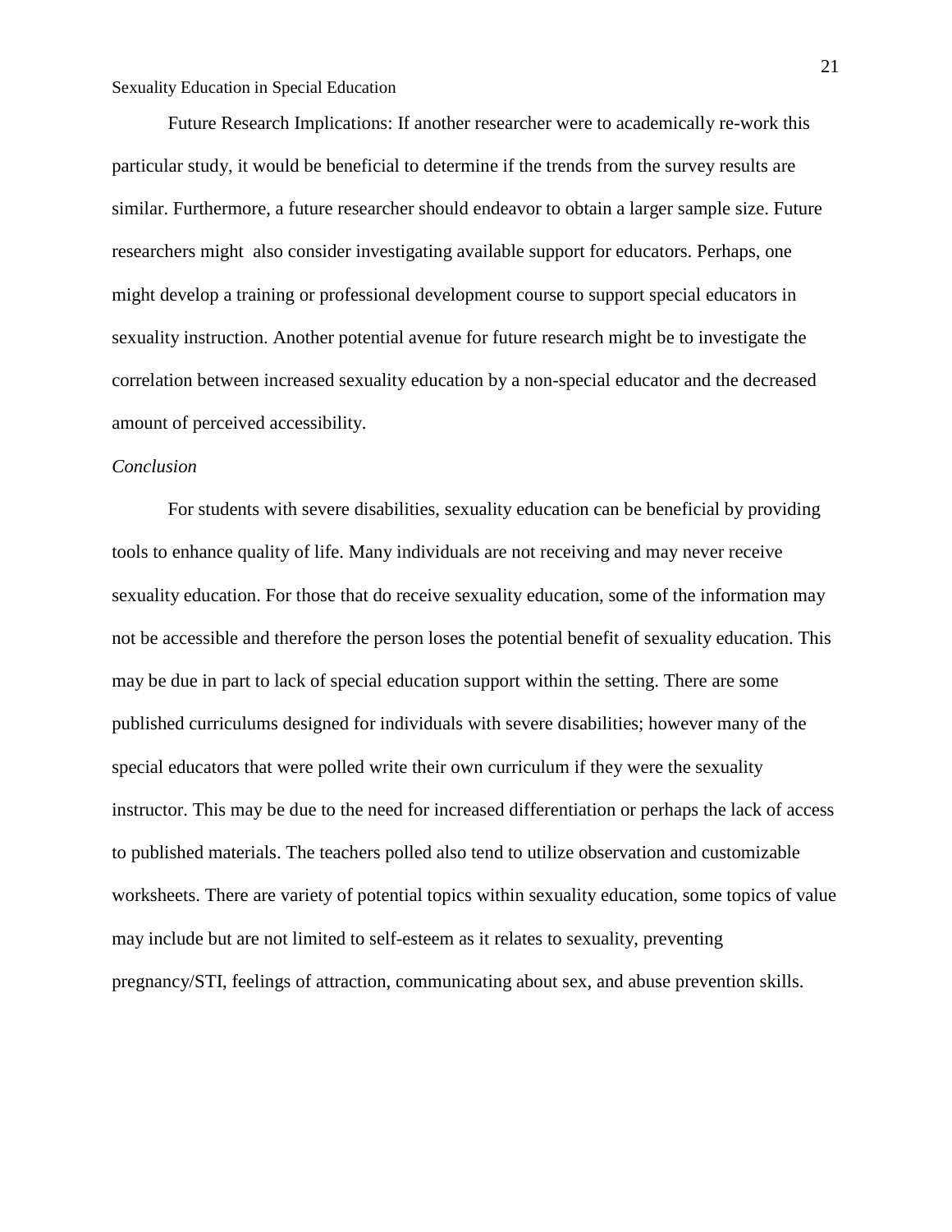Future Research Implications: If another researcher were to academically re-work this particular study, it would be beneficial to determine if the trends from the survey results are similar. Furthermore, a future researcher should endeavor to obtain a larger sample size. Future researchers might  also consider investigating available support for educators. Perhaps, one might develop a training or professional development course to support special educators in sexuality instruction. Another potential avenue for future research might be to investigate the correlation between increased sexuality education by a non-special educator and the decreased amount of perceived accessibility.

*Conclusion*

For students with severe disabilities, sexuality education can be beneficial by providing tools to enhance quality of life. Many individuals are not receiving and may never receive sexuality education. For those that do receive sexuality education, some of the information may not be accessible and therefore the person loses the potential benefit of sexuality education. This may be due in part to lack of special education support within the setting. There are some published curriculums designed for individuals with severe disabilities; however many of the special educators that were polled write their own curriculum if they were the sexuality instructor. This may be due to the need for increased differentiation or perhaps the lack of access to published materials. The teachers polled also tend to utilize observation and customizable worksheets. There are variety of potential topics within sexuality education, some topics of value may include but are not limited to self-esteem as it relates to sexuality, preventing pregnancy/STI, feelings of attraction, communicating about sex, and abuse prevention skills.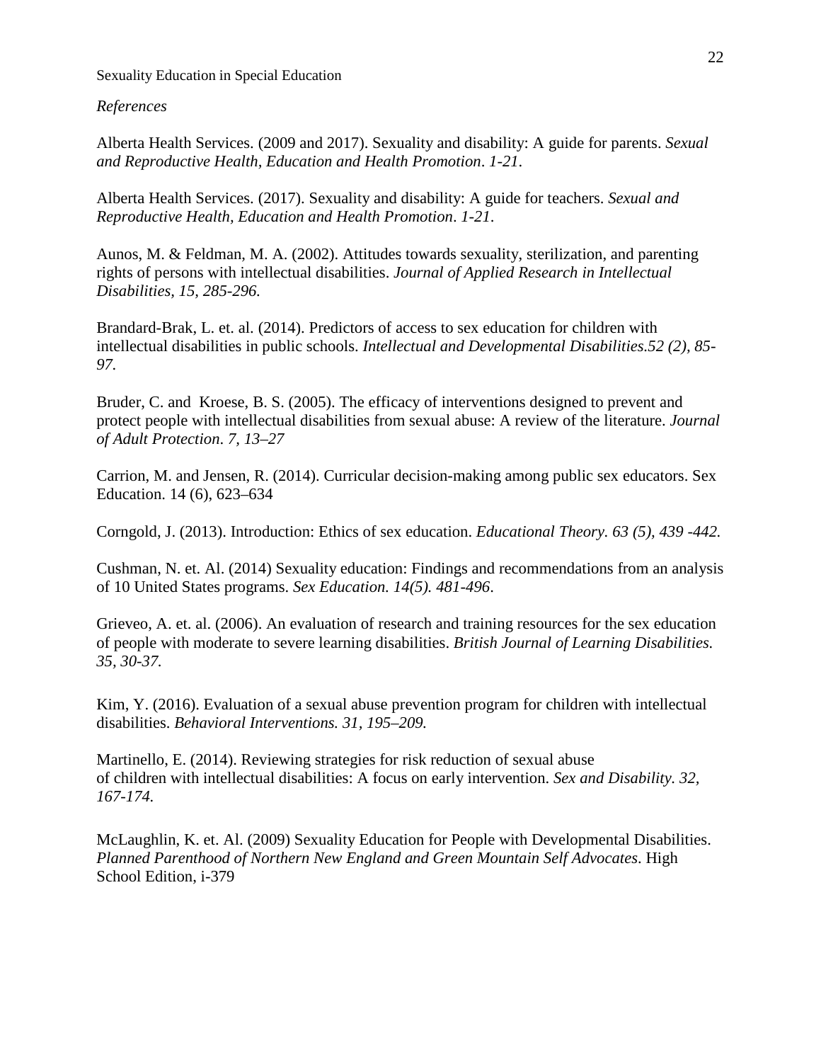*References*

Alberta Health Services. (2009 and 2017). Sexuality and disability: A guide for parents. *Sexual and Reproductive Health, Education and Health Promotion*. *1-21*.

Alberta Health Services. (2017). Sexuality and disability: A guide for teachers. *Sexual and Reproductive Health, Education and Health Promotion*. *1-21*.

Aunos, M. & Feldman, M. A. (2002). Attitudes towards sexuality, sterilization, and parenting rights of persons with intellectual disabilities. *Journal of Applied Research in Intellectual Disabilities, 15, 285-296.*

Brandard-Brak, L. et. al. (2014). Predictors of access to sex education for children with intellectual disabilities in public schools. *Intellectual and Developmental Disabilities.52 (2), 85-97*.

Bruder, C. and Kroese, B. S. (2005). The efficacy of interventions designed to prevent and protect people with intellectual disabilities from sexual abuse: A review of the literature. *Journal of Adult Protection. 7, 13–27*

Carrion, M. and Jensen, R. (2014). Curricular decision-making among public sex educators. Sex Education. 14 (6), 623–634

Corngold, J. (2013). Introduction: Ethics of sex education. *Educational Theory. 63 (5), 439 -442.*

Cushman, N. et. Al. (2014) Sexuality education: Findings and recommendations from an analysis of 10 United States programs. *Sex Education. 14(5). 481-496*.

Grieveo, A. et. al. (2006). An evaluation of research and training resources for the sex education of people with moderate to severe learning disabilities. *British Journal of Learning Disabilities. 35, 30-37.*

Kim, Y. (2016). Evaluation of a sexual abuse prevention program for children with intellectual disabilities. *Behavioral Interventions. 31, 195–209.*

Martinello, E. (2014). Reviewing strategies for risk reduction of sexual abuse of children with intellectual disabilities: A focus on early intervention. *Sex and Disability. 32, 167-174.*

McLaughlin, K. et. Al. (2009) Sexuality Education for People with Developmental Disabilities. *Planned Parenthood of Northern New England and Green Mountain Self Advocates*. High School Edition, i-379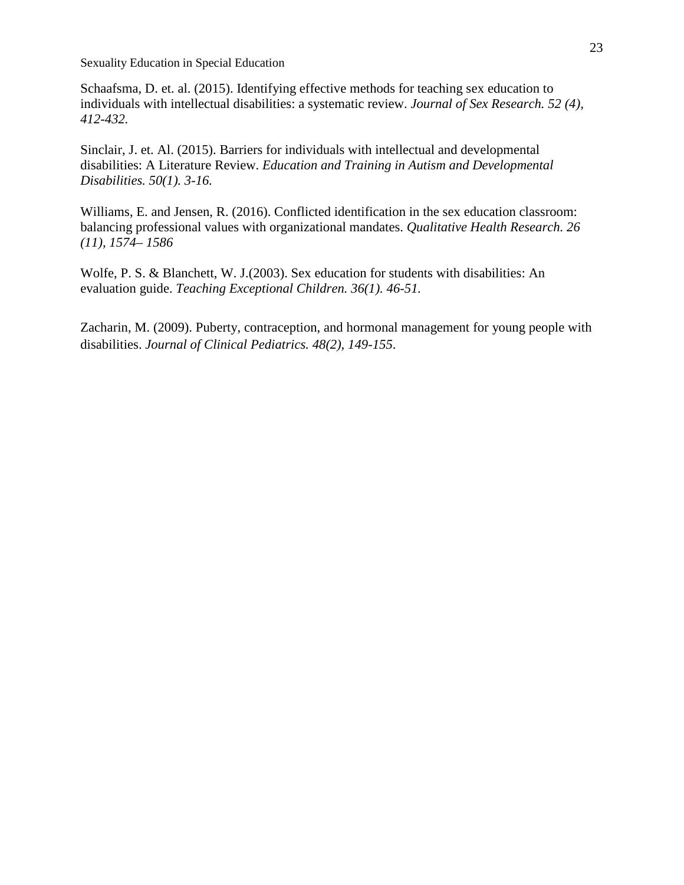Schaafsma, D. et. al. (2015). Identifying effective methods for teaching sex education to individuals with intellectual disabilities: a systematic review. *Journal of Sex Research. 52 (4), 412-432.*

Sinclair, J. et. Al. (2015). Barriers for individuals with intellectual and developmental disabilities: A Literature Review. *Education and Training in Autism and Developmental Disabilities. 50(1). 3-16.*

Williams, E. and Jensen, R. (2016). Conflicted identification in the sex education classroom: balancing professional values with organizational mandates. *Qualitative Health Research. 26 (11), 1574– 1586*

Wolfe, P. S. & Blanchett, W. J.(2003). Sex education for students with disabilities: An evaluation guide. *Teaching Exceptional Children. 36(1). 46-51.*

Zacharin, M. (2009). Puberty, contraception, and hormonal management for young people with disabilities. *Journal of Clinical Pediatrics. 48(2), 149-155*.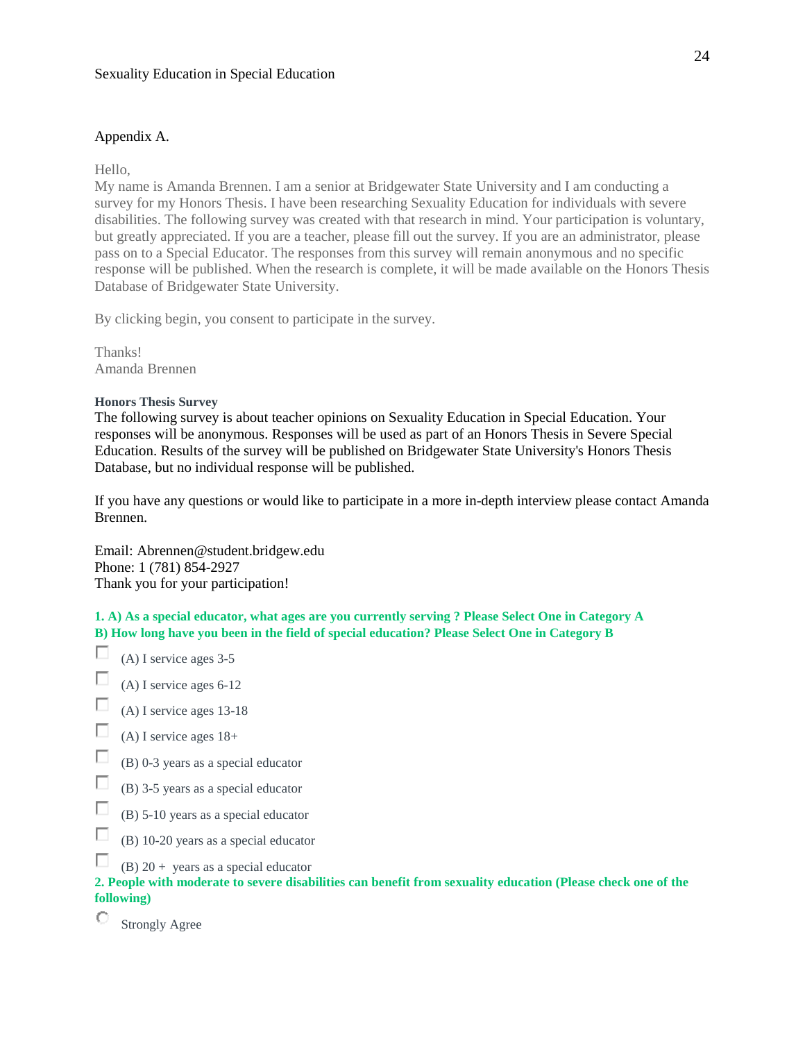Appendix A.

Hello,
My name is Amanda Brennen. I am a senior at Bridgewater State University and I am conducting a survey for my Honors Thesis. I have been researching Sexuality Education for individuals with severe disabilities. The following survey was created with that research in mind. Your participation is voluntary, but greatly appreciated. If you are a teacher, please fill out the survey. If you are an administrator, please pass on to a Special Educator. The responses from this survey will remain anonymous and no specific response will be published. When the research is complete, it will be made available on the Honors Thesis Database of Bridgewater State University.

By clicking begin, you consent to participate in the survey.

Thanks!
Amanda Brennen

**Honors Thesis Survey**

The following survey is about teacher opinions on Sexuality Education in Special Education. Your responses will be anonymous. Responses will be used as part of an Honors Thesis in Severe Special Education. Results of the survey will be published on Bridgewater State University's Honors Thesis Database, but no individual response will be published.

If you have any questions or would like to participate in a more in-depth interview please contact Amanda Brennen.

Email: Abrennen@student.bridgew.edu
Phone: 1 (781) 854-2927
Thank you for your participation!

**1. A) As a special educator, what ages are you currently serving ? Please Select One in Category A**
**B) How long have you been in the field of special education? Please Select One in Category B**

- ☐ (A) I service ages 3-5
- ☐ (A) I service ages 6-12
- ☐ (A) I service ages 13-18
- ☐ (A) I service ages 18+
- ☐ (B) 0-3 years as a special educator
- ☐ (B) 3-5 years as a special educator
- ☐ (B) 5-10 years as a special educator
- ☐ (B) 10-20 years as a special educator
- ☐ (B) 20 + years as a special educator

**2. People with moderate to severe disabilities can benefit from sexuality education (Please check one of the following)**

- ○ Strongly Agree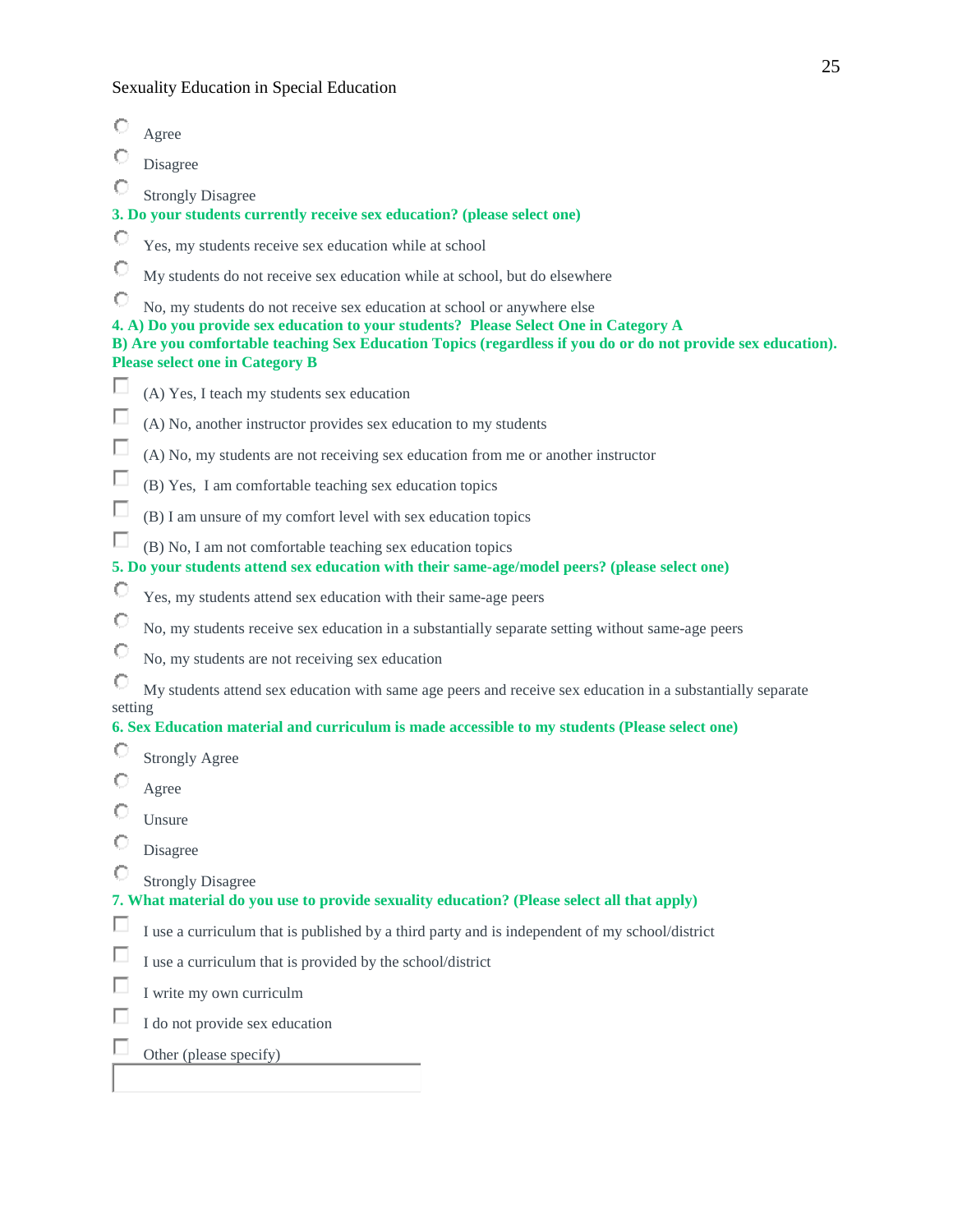- Agree
- Disagree
- Strongly Disagree

**3. Do your students currently receive sex education? (please select one)**

- Yes, my students receive sex education while at school
- My students do not receive sex education while at school, but do elsewhere
- No, my students do not receive sex education at school or anywhere else

**4. A) Do you provide sex education to your students? Please Select One in Category A**
**B) Are you comfortable teaching Sex Education Topics (regardless if you do or do not provide sex education). Please select one in Category B**

- (A) Yes, I teach my students sex education
- (A) No, another instructor provides sex education to my students
- (A) No, my students are not receiving sex education from me or another instructor
- (B) Yes, I am comfortable teaching sex education topics
- (B) I am unsure of my comfort level with sex education topics
- (B) No, I am not comfortable teaching sex education topics

**5. Do your students attend sex education with their same-age/model peers? (please select one)**

- Yes, my students attend sex education with their same-age peers
- No, my students receive sex education in a substantially separate setting without same-age peers
- No, my students are not receiving sex education
- My students attend sex education with same age peers and receive sex education in a substantially separate setting

**6. Sex Education material and curriculum is made accessible to my students (Please select one)**

- Strongly Agree
- Agree
- Unsure
- Disagree
- Strongly Disagree

**7. What material do you use to provide sexuality education? (Please select all that apply)**

- I use a curriculum that is published by a third party and is independent of my school/district
- I use a curriculum that is provided by the school/district
- I write my own curriculm
- I do not provide sex education
- Other (please specify)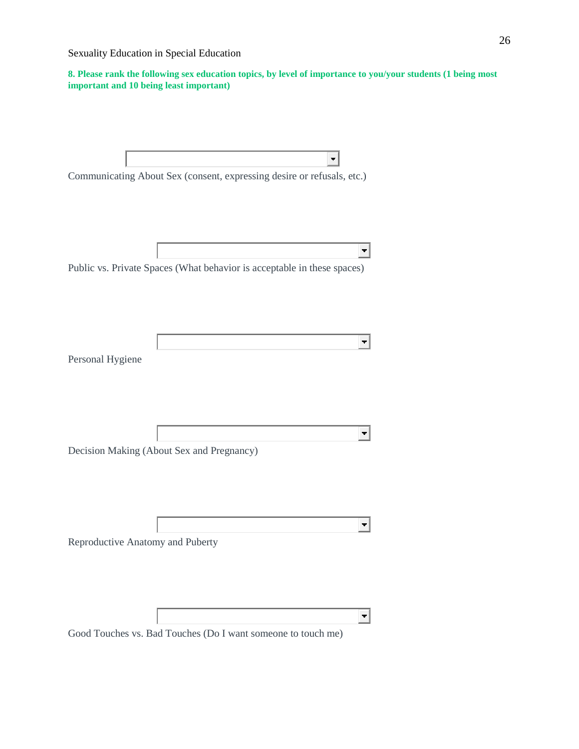**8. Please rank the following sex education topics, by level of importance to you/your students (1 being most important and 10 being least important)**

Communicating About Sex (consent, expressing desire or refusals, etc.)

Public vs. Private Spaces (What behavior is acceptable in these spaces)

Personal Hygiene

Decision Making (About Sex and Pregnancy)

Reproductive Anatomy and Puberty

Good Touches vs. Bad Touches (Do I want someone to touch me)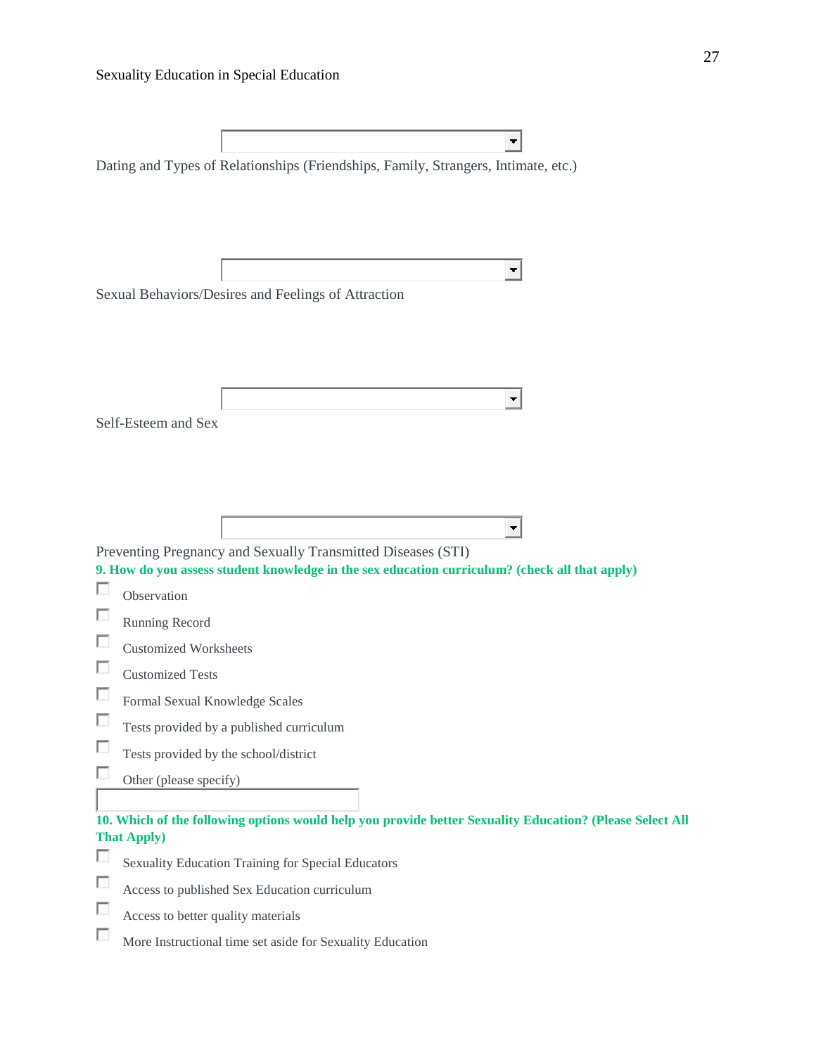Dating and Types of Relationships (Friendships, Family, Strangers, Intimate, etc.)

Sexual Behaviors/Desires and Feelings of Attraction

Self-Esteem and Sex

Preventing Pregnancy and Sexually Transmitted Diseases (STI)

**9. How do you assess student knowledge in the sex education curriculum? (check all that apply)**

- [ ] Observation
- [ ] Running Record
- [ ] Customized Worksheets
- [ ] Customized Tests
- [ ] Formal Sexual Knowledge Scales
- [ ] Tests provided by a published curriculum
- [ ] Tests provided by the school/district
- [ ] Other (please specify)

**10. Which of the following options would help you provide better Sexuality Education? (Please Select All That Apply)**

- [ ] Sexuality Education Training for Special Educators
- [ ] Access to published Sex Education curriculum
- [ ] Access to better quality materials
- [ ] More Instructional time set aside for Sexuality Education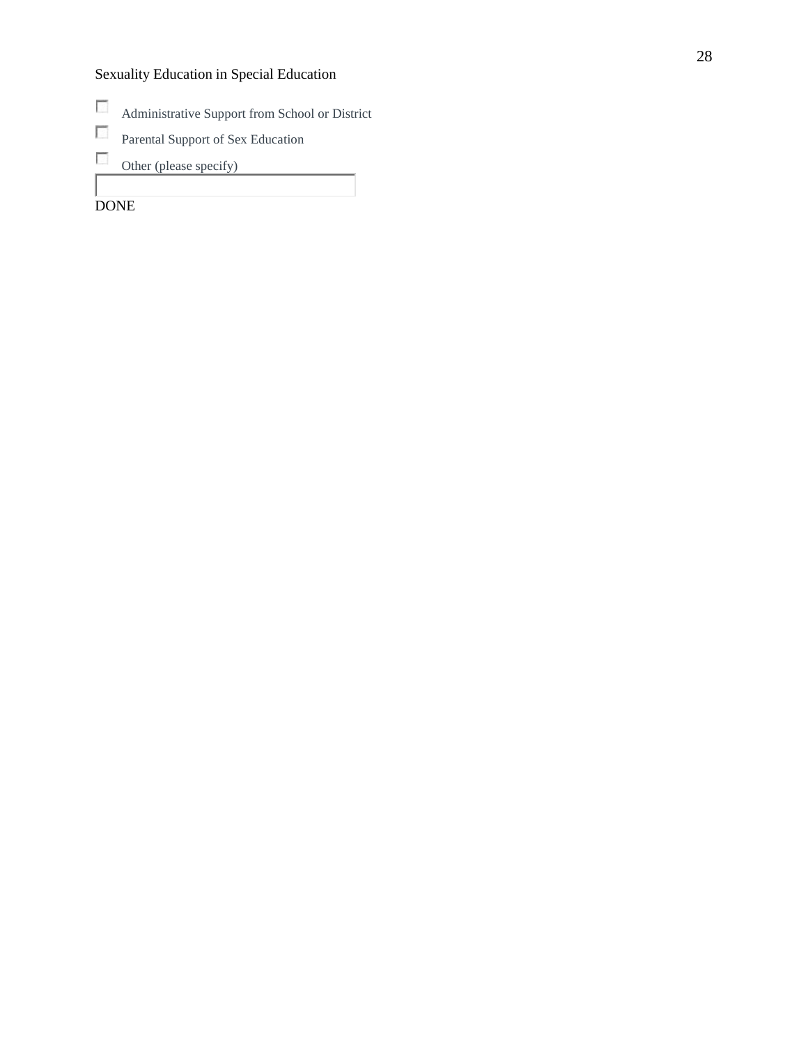- [ ] Administrative Support from School or District
- [ ] Parental Support of Sex Education
- [ ] Other (please specify)

DONE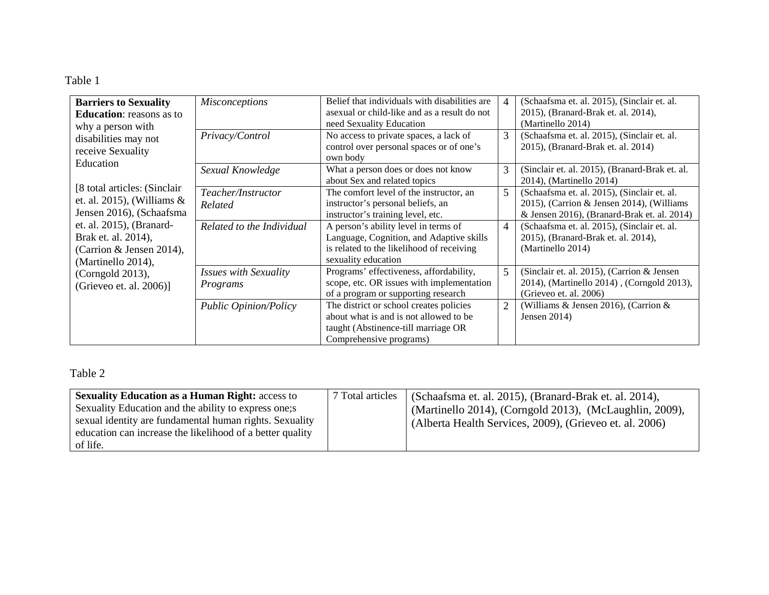Table 1

| **Barriers to Sexuality Education**: reasons as to why a person with disabilities may not receive Sexuality Education<br><br>[8 total articles: (Sinclair et. al. 2015), (Williams & Jensen 2016), (Schaafsma et. al. 2015), (Branard-Brak et. al. 2014), (Carrion & Jensen 2014), (Martinello 2014), (Corngold 2013), (Grieveo et. al. 2006)] | *Misconceptions* | Belief that individuals with disabilities are asexual or child-like and as a result do not need Sexuality Education | 4 | (Schaafsma et. al. 2015), (Sinclair et. al. 2015), (Branard-Brak et. al. 2014), (Martinello 2014) |
|---|---|---|---|---|
| | *Privacy/Control* | No access to private spaces, a lack of control over personal spaces or of one's own body | 3 | (Schaafsma et. al. 2015), (Sinclair et. al. 2015), (Branard-Brak et. al. 2014) |
| | *Sexual Knowledge* | What a person does or does not know about Sex and related topics | 3 | (Sinclair et. al. 2015), (Branard-Brak et. al. 2014), (Martinello 2014) |
| | *Teacher/Instructor Related* | The comfort level of the instructor, an instructor's personal beliefs, an instructor's training level, etc. | 5 | (Schaafsma et. al. 2015), (Sinclair et. al. 2015), (Carrion & Jensen 2014), (Williams & Jensen 2016), (Branard-Brak et. al. 2014) |
| | *Related to the Individual* | A person's ability level in terms of Language, Cognition, and Adaptive skills is related to the likelihood of receiving sexuality education | 4 | (Schaafsma et. al. 2015), (Sinclair et. al. 2015), (Branard-Brak et. al. 2014), (Martinello 2014) |
| | *Issues with Sexuality Programs* | Programs' effectiveness, affordability, scope, etc. OR issues with implementation of a program or supporting research | 5 | (Sinclair et. al. 2015), (Carrion & Jensen 2014), (Martinello 2014) , (Corngold 2013), (Grieveo et. al. 2006) |
| | *Public Opinion/Policy* | The district or school creates policies about what is and is not allowed to be taught (Abstinence-till marriage OR Comprehensive programs) | 2 | (Williams & Jensen 2016), (Carrion & Jensen 2014) |

Table 2

| **Sexuality Education as a Human Right:** access to Sexuality Education and the ability to express one;s sexual identity are fundamental human rights. Sexuality education can increase the likelihood of a better quality of life. | 7 Total articles | (Schaafsma et. al. 2015), (Branard-Brak et. al. 2014), (Martinello 2014), (Corngold 2013), (McLaughlin, 2009), (Alberta Health Services, 2009), (Grieveo et. al. 2006) |
|---|---|---|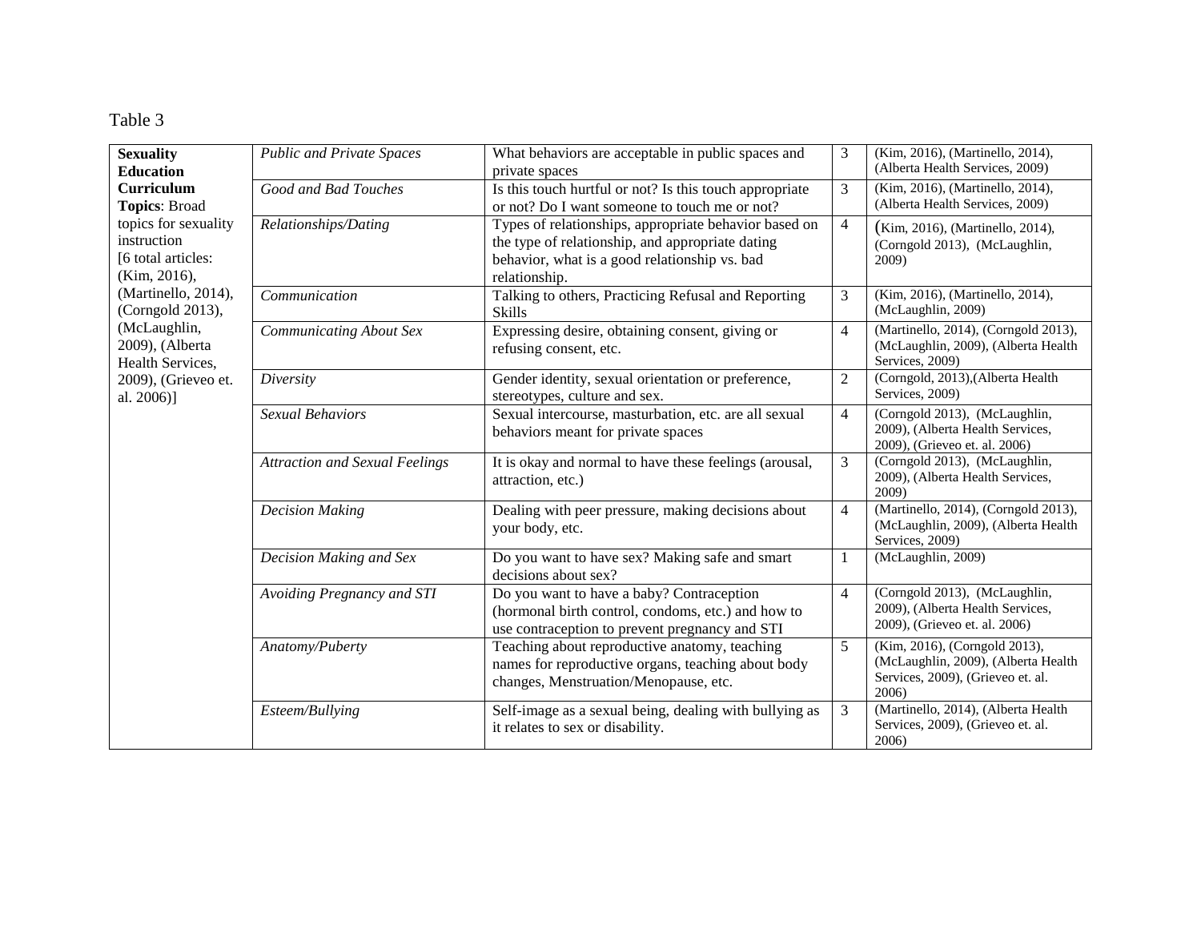Table 3

| **Sexuality Education Curriculum Topics**: Broad topics for sexuality instruction [6 total articles: (Kim, 2016), (Martinello, 2014), (Corngold 2013), (McLaughlin, 2009), (Alberta Health Services, 2009), (Grieveo et. al. 2006)] | | | | |
|---|---|---|---|---|
| | *Public and Private Spaces* | What behaviors are acceptable in public spaces and private spaces | 3 | (Kim, 2016), (Martinello, 2014), (Alberta Health Services, 2009) |
| | *Good and Bad Touches* | Is this touch hurtful or not? Is this touch appropriate or not? Do I want someone to touch me or not? | 3 | (Kim, 2016), (Martinello, 2014), (Alberta Health Services, 2009) |
| | *Relationships/Dating* | Types of relationships, appropriate behavior based on the type of relationship, and appropriate dating behavior, what is a good relationship vs. bad relationship. | 4 | (Kim, 2016), (Martinello, 2014), (Corngold 2013), (McLaughlin, 2009) |
| | *Communication* | Talking to others, Practicing Refusal and Reporting Skills | 3 | (Kim, 2016), (Martinello, 2014), (McLaughlin, 2009) |
| | *Communicating About Sex* | Expressing desire, obtaining consent, giving or refusing consent, etc. | 4 | (Martinello, 2014), (Corngold 2013), (McLaughlin, 2009), (Alberta Health Services, 2009) |
| | *Diversity* | Gender identity, sexual orientation or preference, stereotypes, culture and sex. | 2 | (Corngold, 2013),(Alberta Health Services, 2009) |
| | *Sexual Behaviors* | Sexual intercourse, masturbation, etc. are all sexual behaviors meant for private spaces | 4 | (Corngold 2013), (McLaughlin, 2009), (Alberta Health Services, 2009), (Grieveo et. al. 2006) |
| | *Attraction and Sexual Feelings* | It is okay and normal to have these feelings (arousal, attraction, etc.) | 3 | (Corngold 2013), (McLaughlin, 2009), (Alberta Health Services, 2009) |
| | *Decision Making* | Dealing with peer pressure, making decisions about your body, etc. | 4 | (Martinello, 2014), (Corngold 2013), (McLaughlin, 2009), (Alberta Health Services, 2009) |
| | *Decision Making and Sex* | Do you want to have sex? Making safe and smart decisions about sex? | 1 | (McLaughlin, 2009) |
| | *Avoiding Pregnancy and STI* | Do you want to have a baby? Contraception (hormonal birth control, condoms, etc.) and how to use contraception to prevent pregnancy and STI | 4 | (Corngold 2013), (McLaughlin, 2009), (Alberta Health Services, 2009), (Grieveo et. al. 2006) |
| | *Anatomy/Puberty* | Teaching about reproductive anatomy, teaching names for reproductive organs, teaching about body changes, Menstruation/Menopause, etc. | 5 | (Kim, 2016), (Corngold 2013), (McLaughlin, 2009), (Alberta Health Services, 2009), (Grieveo et. al. 2006) |
| | *Esteem/Bullying* | Self-image as a sexual being, dealing with bullying as it relates to sex or disability. | 3 | (Martinello, 2014), (Alberta Health Services, 2009), (Grieveo et. al. 2006) |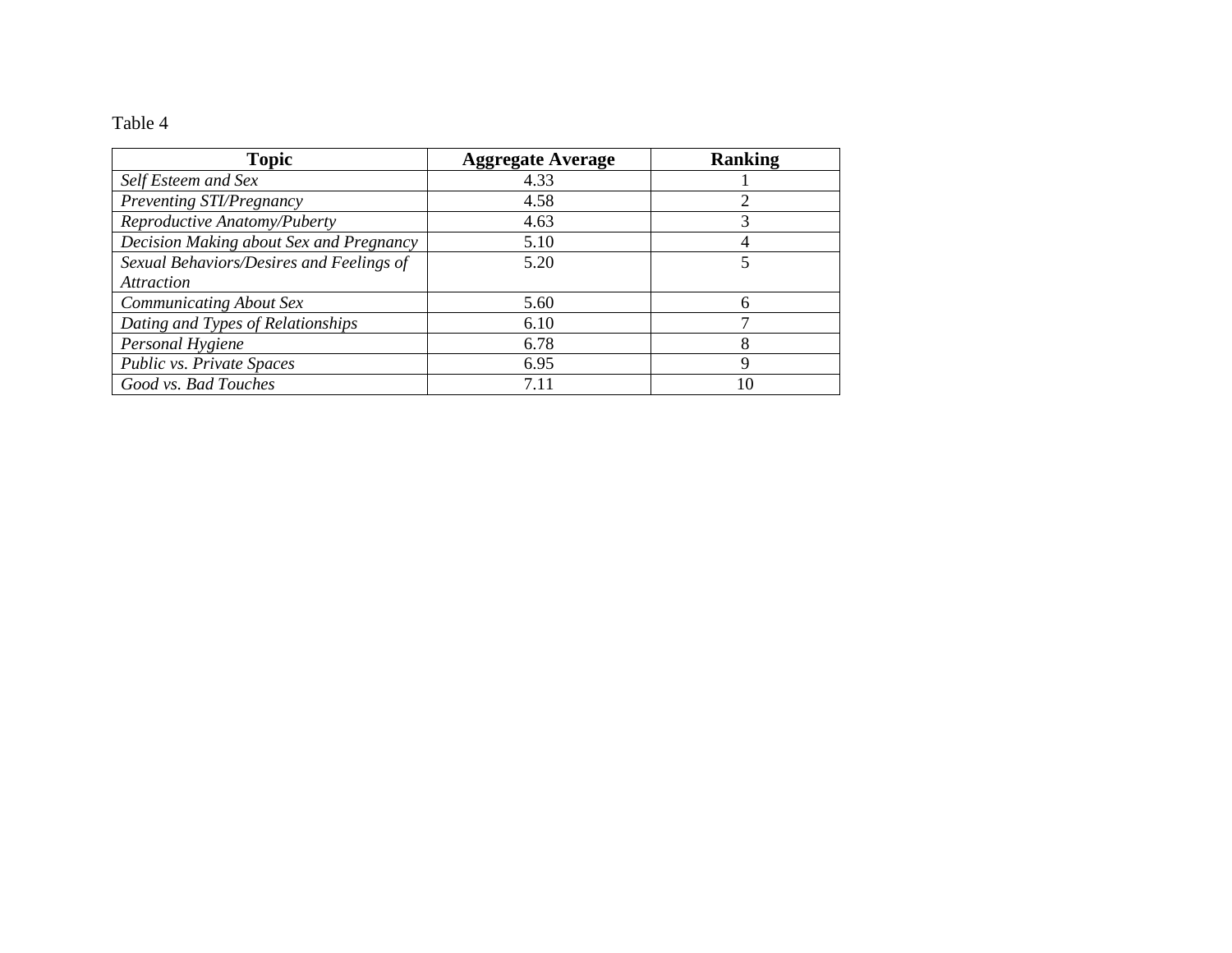Table 4

| Topic | Aggregate Average | Ranking |
|---|---|---|
| *Self Esteem and Sex* | 4.33 | 1 |
| *Preventing STI/Pregnancy* | 4.58 | 2 |
| *Reproductive Anatomy/Puberty* | 4.63 | 3 |
| *Decision Making about Sex and Pregnancy* | 5.10 | 4 |
| *Sexual Behaviors/Desires and Feelings of Attraction* | 5.20 | 5 |
| *Communicating About Sex* | 5.60 | 6 |
| *Dating and Types of Relationships* | 6.10 | 7 |
| *Personal Hygiene* | 6.78 | 8 |
| *Public vs. Private Spaces* | 6.95 | 9 |
| *Good vs. Bad Touches* | 7.11 | 10 |